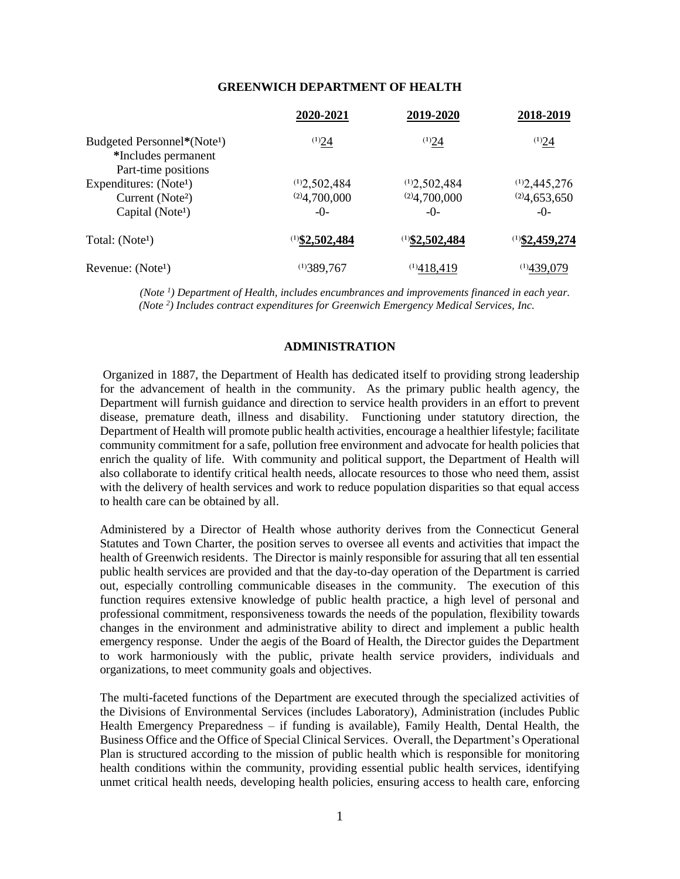## GREENWICH DEPARTMENT OF HEALTH

| | 2020-2021 | 2019-2020 | 2018-2019 |
|---|---|---|---|
| Budgeted Personnel*(Note[1]) *Includes permanent Part-time positions | [1]24 | [1]24 | [1]24 |
| Expenditures: (Note[1]) | [1]2,502,484 | [1]2,502,484 | [1]2,445,276 |
| Current (Note[2]) | [2]4,700,000 | [2]4,700,000 | [2]4,653,650 |
| Capital (Note[1]) | -0- | -0- | -0- |
| Total: (Note[1]) | [1]**$2,502,484** | [1]**$2,502,484** | [1]**$2,459,274** |
| Revenue: (Note[1]) | [1]389,767 | [1]418,419 | [1]439,079 |

*(Note [1]) Department of Health, includes encumbrances and improvements financed in each year.*
*(Note [2]) Includes contract expenditures for Greenwich Emergency Medical Services, Inc.*

## ADMINISTRATION

Organized in 1887, the Department of Health has dedicated itself to providing strong leadership for the advancement of health in the community. As the primary public health agency, the Department will furnish guidance and direction to service health providers in an effort to prevent disease, premature death, illness and disability. Functioning under statutory direction, the Department of Health will promote public health activities, encourage a healthier lifestyle; facilitate community commitment for a safe, pollution free environment and advocate for health policies that enrich the quality of life. With community and political support, the Department of Health will also collaborate to identify critical health needs, allocate resources to those who need them, assist with the delivery of health services and work to reduce population disparities so that equal access to health care can be obtained by all.

Administered by a Director of Health whose authority derives from the Connecticut General Statutes and Town Charter, the position serves to oversee all events and activities that impact the health of Greenwich residents. The Director is mainly responsible for assuring that all ten essential public health services are provided and that the day-to-day operation of the Department is carried out, especially controlling communicable diseases in the community. The execution of this function requires extensive knowledge of public health practice, a high level of personal and professional commitment, responsiveness towards the needs of the population, flexibility towards changes in the environment and administrative ability to direct and implement a public health emergency response. Under the aegis of the Board of Health, the Director guides the Department to work harmoniously with the public, private health service providers, individuals and organizations, to meet community goals and objectives.

The multi-faceted functions of the Department are executed through the specialized activities of the Divisions of Environmental Services (includes Laboratory), Administration (includes Public Health Emergency Preparedness – if funding is available), Family Health, Dental Health, the Business Office and the Office of Special Clinical Services. Overall, the Department's Operational Plan is structured according to the mission of public health which is responsible for monitoring health conditions within the community, providing essential public health services, identifying unmet critical health needs, developing health policies, ensuring access to health care, enforcing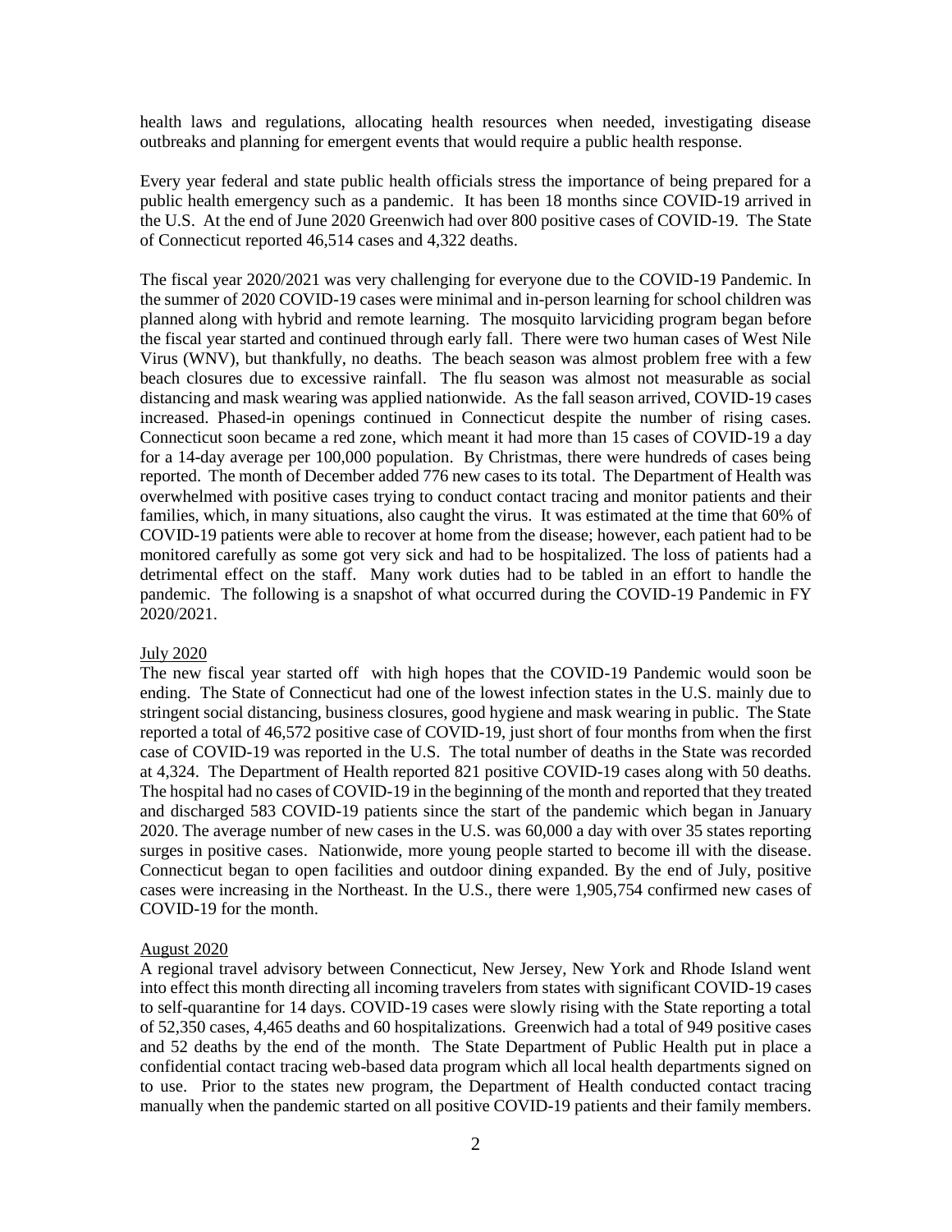health laws and regulations, allocating health resources when needed, investigating disease outbreaks and planning for emergent events that would require a public health response.

Every year federal and state public health officials stress the importance of being prepared for a public health emergency such as a pandemic. It has been 18 months since COVID-19 arrived in the U.S. At the end of June 2020 Greenwich had over 800 positive cases of COVID-19. The State of Connecticut reported 46,514 cases and 4,322 deaths.

The fiscal year 2020/2021 was very challenging for everyone due to the COVID-19 Pandemic. In the summer of 2020 COVID-19 cases were minimal and in-person learning for school children was planned along with hybrid and remote learning. The mosquito larviciding program began before the fiscal year started and continued through early fall. There were two human cases of West Nile Virus (WNV), but thankfully, no deaths. The beach season was almost problem free with a few beach closures due to excessive rainfall. The flu season was almost not measurable as social distancing and mask wearing was applied nationwide. As the fall season arrived, COVID-19 cases increased. Phased-in openings continued in Connecticut despite the number of rising cases. Connecticut soon became a red zone, which meant it had more than 15 cases of COVID-19 a day for a 14-day average per 100,000 population. By Christmas, there were hundreds of cases being reported. The month of December added 776 new cases to its total. The Department of Health was overwhelmed with positive cases trying to conduct contact tracing and monitor patients and their families, which, in many situations, also caught the virus. It was estimated at the time that 60% of COVID-19 patients were able to recover at home from the disease; however, each patient had to be monitored carefully as some got very sick and had to be hospitalized. The loss of patients had a detrimental effect on the staff. Many work duties had to be tabled in an effort to handle the pandemic. The following is a snapshot of what occurred during the COVID-19 Pandemic in FY 2020/2021.

July 2020

The new fiscal year started off with high hopes that the COVID-19 Pandemic would soon be ending. The State of Connecticut had one of the lowest infection states in the U.S. mainly due to stringent social distancing, business closures, good hygiene and mask wearing in public. The State reported a total of 46,572 positive case of COVID-19, just short of four months from when the first case of COVID-19 was reported in the U.S. The total number of deaths in the State was recorded at 4,324. The Department of Health reported 821 positive COVID-19 cases along with 50 deaths. The hospital had no cases of COVID-19 in the beginning of the month and reported that they treated and discharged 583 COVID-19 patients since the start of the pandemic which began in January 2020. The average number of new cases in the U.S. was 60,000 a day with over 35 states reporting surges in positive cases. Nationwide, more young people started to become ill with the disease. Connecticut began to open facilities and outdoor dining expanded. By the end of July, positive cases were increasing in the Northeast. In the U.S., there were 1,905,754 confirmed new cases of COVID-19 for the month.

August 2020

A regional travel advisory between Connecticut, New Jersey, New York and Rhode Island went into effect this month directing all incoming travelers from states with significant COVID-19 cases to self-quarantine for 14 days. COVID-19 cases were slowly rising with the State reporting a total of 52,350 cases, 4,465 deaths and 60 hospitalizations. Greenwich had a total of 949 positive cases and 52 deaths by the end of the month. The State Department of Public Health put in place a confidential contact tracing web-based data program which all local health departments signed on to use. Prior to the states new program, the Department of Health conducted contact tracing manually when the pandemic started on all positive COVID-19 patients and their family members.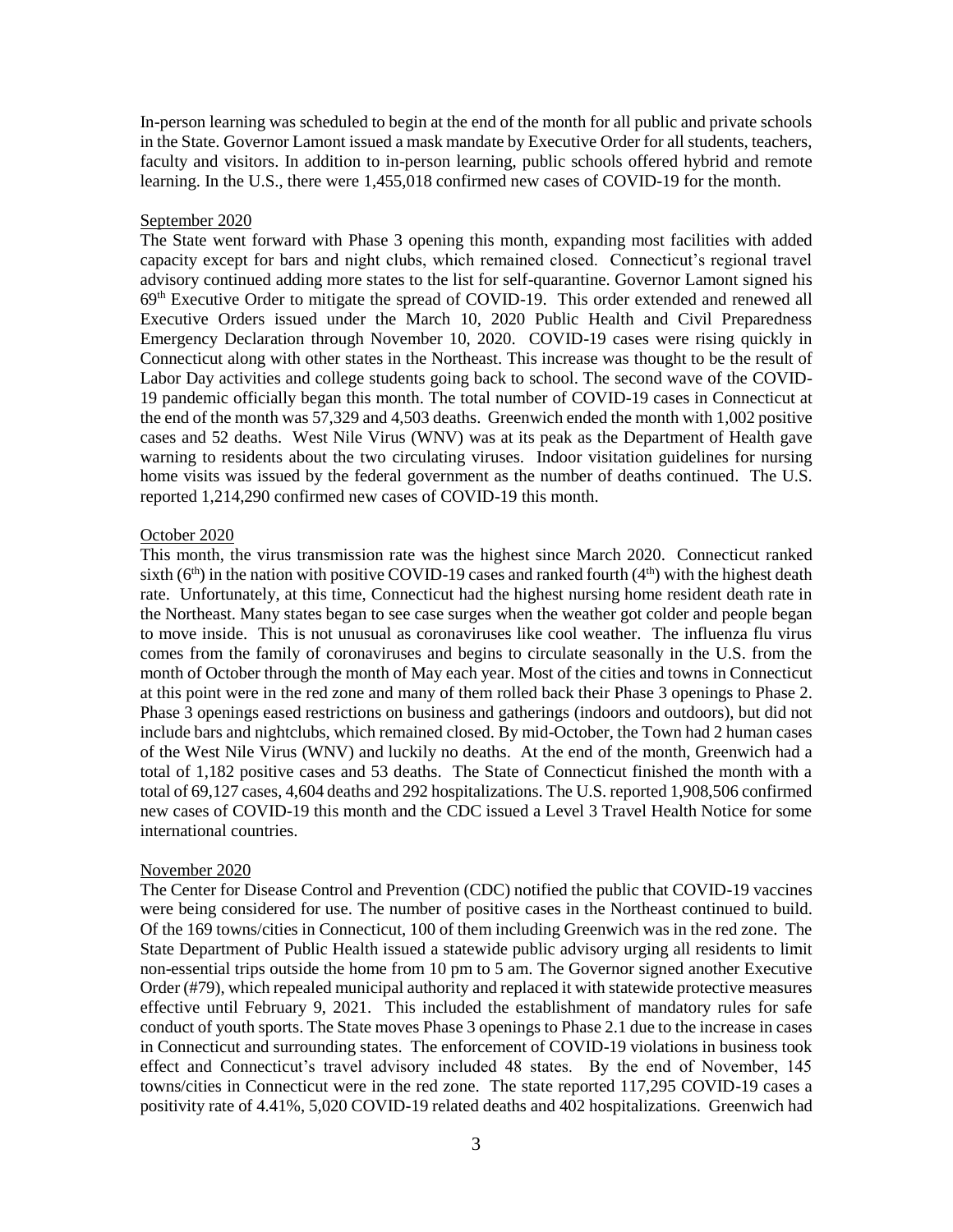In-person learning was scheduled to begin at the end of the month for all public and private schools in the State. Governor Lamont issued a mask mandate by Executive Order for all students, teachers, faculty and visitors. In addition to in-person learning, public schools offered hybrid and remote learning. In the U.S., there were 1,455,018 confirmed new cases of COVID-19 for the month.

September 2020

The State went forward with Phase 3 opening this month, expanding most facilities with added capacity except for bars and night clubs, which remained closed. Connecticut's regional travel advisory continued adding more states to the list for self-quarantine. Governor Lamont signed his 69th Executive Order to mitigate the spread of COVID-19. This order extended and renewed all Executive Orders issued under the March 10, 2020 Public Health and Civil Preparedness Emergency Declaration through November 10, 2020. COVID-19 cases were rising quickly in Connecticut along with other states in the Northeast. This increase was thought to be the result of Labor Day activities and college students going back to school. The second wave of the COVID-19 pandemic officially began this month. The total number of COVID-19 cases in Connecticut at the end of the month was 57,329 and 4,503 deaths. Greenwich ended the month with 1,002 positive cases and 52 deaths. West Nile Virus (WNV) was at its peak as the Department of Health gave warning to residents about the two circulating viruses. Indoor visitation guidelines for nursing home visits was issued by the federal government as the number of deaths continued. The U.S. reported 1,214,290 confirmed new cases of COVID-19 this month.

October 2020

This month, the virus transmission rate was the highest since March 2020. Connecticut ranked sixth (6th) in the nation with positive COVID-19 cases and ranked fourth (4th) with the highest death rate. Unfortunately, at this time, Connecticut had the highest nursing home resident death rate in the Northeast. Many states began to see case surges when the weather got colder and people began to move inside. This is not unusual as coronaviruses like cool weather. The influenza flu virus comes from the family of coronaviruses and begins to circulate seasonally in the U.S. from the month of October through the month of May each year. Most of the cities and towns in Connecticut at this point were in the red zone and many of them rolled back their Phase 3 openings to Phase 2. Phase 3 openings eased restrictions on business and gatherings (indoors and outdoors), but did not include bars and nightclubs, which remained closed. By mid-October, the Town had 2 human cases of the West Nile Virus (WNV) and luckily no deaths. At the end of the month, Greenwich had a total of 1,182 positive cases and 53 deaths. The State of Connecticut finished the month with a total of 69,127 cases, 4,604 deaths and 292 hospitalizations. The U.S. reported 1,908,506 confirmed new cases of COVID-19 this month and the CDC issued a Level 3 Travel Health Notice for some international countries.

November 2020

The Center for Disease Control and Prevention (CDC) notified the public that COVID-19 vaccines were being considered for use. The number of positive cases in the Northeast continued to build. Of the 169 towns/cities in Connecticut, 100 of them including Greenwich was in the red zone. The State Department of Public Health issued a statewide public advisory urging all residents to limit non-essential trips outside the home from 10 pm to 5 am. The Governor signed another Executive Order (#79), which repealed municipal authority and replaced it with statewide protective measures effective until February 9, 2021. This included the establishment of mandatory rules for safe conduct of youth sports. The State moves Phase 3 openings to Phase 2.1 due to the increase in cases in Connecticut and surrounding states. The enforcement of COVID-19 violations in business took effect and Connecticut's travel advisory included 48 states. By the end of November, 145 towns/cities in Connecticut were in the red zone. The state reported 117,295 COVID-19 cases a positivity rate of 4.41%, 5,020 COVID-19 related deaths and 402 hospitalizations. Greenwich had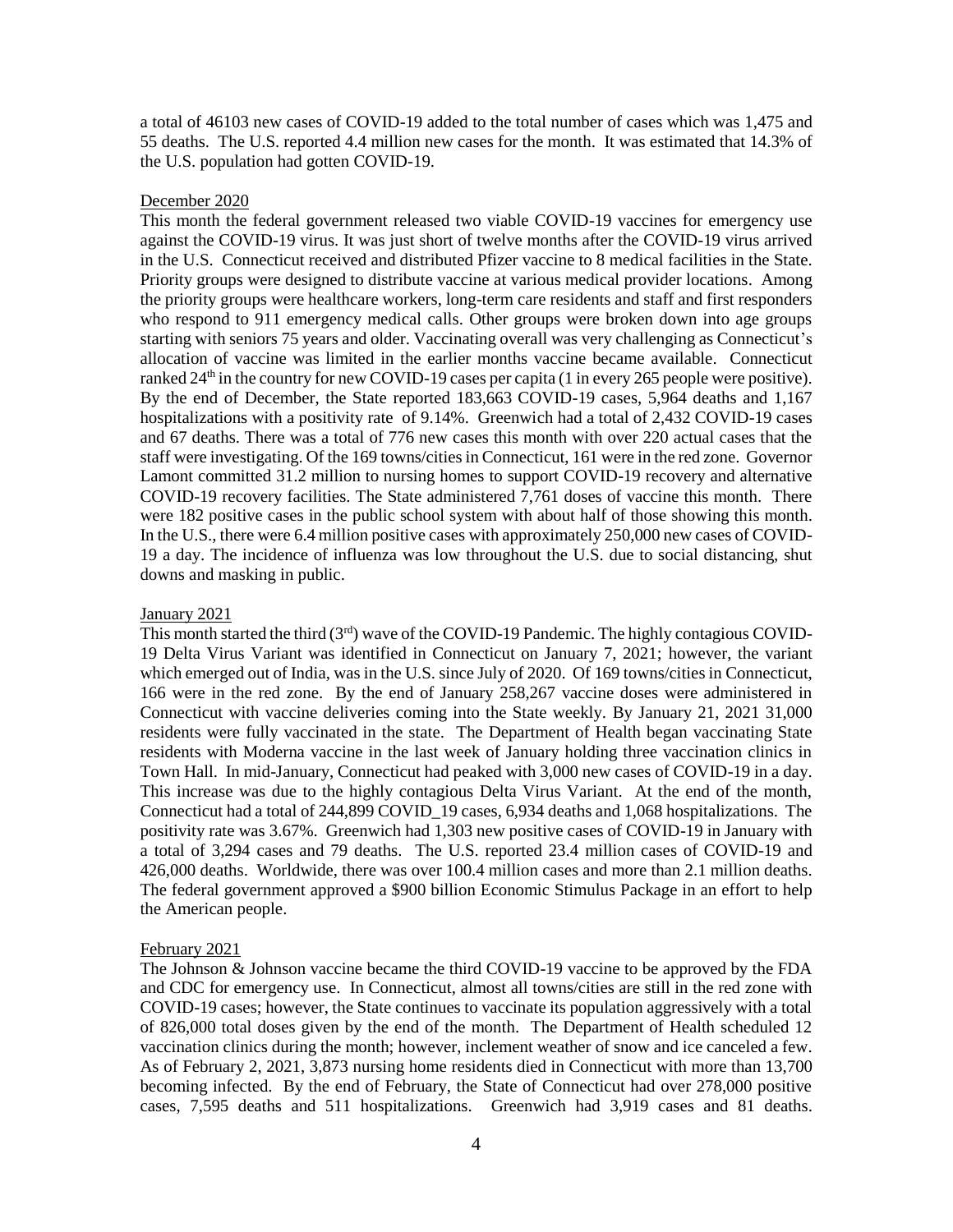a total of 46103 new cases of COVID-19 added to the total number of cases which was 1,475 and 55 deaths. The U.S. reported 4.4 million new cases for the month. It was estimated that 14.3% of the U.S. population had gotten COVID-19.

December 2020

This month the federal government released two viable COVID-19 vaccines for emergency use against the COVID-19 virus. It was just short of twelve months after the COVID-19 virus arrived in the U.S. Connecticut received and distributed Pfizer vaccine to 8 medical facilities in the State. Priority groups were designed to distribute vaccine at various medical provider locations. Among the priority groups were healthcare workers, long-term care residents and staff and first responders who respond to 911 emergency medical calls. Other groups were broken down into age groups starting with seniors 75 years and older. Vaccinating overall was very challenging as Connecticut's allocation of vaccine was limited in the earlier months vaccine became available. Connecticut ranked 24th in the country for new COVID-19 cases per capita (1 in every 265 people were positive). By the end of December, the State reported 183,663 COVID-19 cases, 5,964 deaths and 1,167 hospitalizations with a positivity rate of 9.14%. Greenwich had a total of 2,432 COVID-19 cases and 67 deaths. There was a total of 776 new cases this month with over 220 actual cases that the staff were investigating. Of the 169 towns/cities in Connecticut, 161 were in the red zone. Governor Lamont committed 31.2 million to nursing homes to support COVID-19 recovery and alternative COVID-19 recovery facilities. The State administered 7,761 doses of vaccine this month. There were 182 positive cases in the public school system with about half of those showing this month. In the U.S., there were 6.4 million positive cases with approximately 250,000 new cases of COVID-19 a day. The incidence of influenza was low throughout the U.S. due to social distancing, shut downs and masking in public.

January 2021

This month started the third (3rd) wave of the COVID-19 Pandemic. The highly contagious COVID-19 Delta Virus Variant was identified in Connecticut on January 7, 2021; however, the variant which emerged out of India, was in the U.S. since July of 2020. Of 169 towns/cities in Connecticut, 166 were in the red zone. By the end of January 258,267 vaccine doses were administered in Connecticut with vaccine deliveries coming into the State weekly. By January 21, 2021 31,000 residents were fully vaccinated in the state. The Department of Health began vaccinating State residents with Moderna vaccine in the last week of January holding three vaccination clinics in Town Hall. In mid-January, Connecticut had peaked with 3,000 new cases of COVID-19 in a day. This increase was due to the highly contagious Delta Virus Variant. At the end of the month, Connecticut had a total of 244,899 COVID_19 cases, 6,934 deaths and 1,068 hospitalizations. The positivity rate was 3.67%. Greenwich had 1,303 new positive cases of COVID-19 in January with a total of 3,294 cases and 79 deaths. The U.S. reported 23.4 million cases of COVID-19 and 426,000 deaths. Worldwide, there was over 100.4 million cases and more than 2.1 million deaths. The federal government approved a $900 billion Economic Stimulus Package in an effort to help the American people.

February 2021

The Johnson & Johnson vaccine became the third COVID-19 vaccine to be approved by the FDA and CDC for emergency use. In Connecticut, almost all towns/cities are still in the red zone with COVID-19 cases; however, the State continues to vaccinate its population aggressively with a total of 826,000 total doses given by the end of the month. The Department of Health scheduled 12 vaccination clinics during the month; however, inclement weather of snow and ice canceled a few. As of February 2, 2021, 3,873 nursing home residents died in Connecticut with more than 13,700 becoming infected. By the end of February, the State of Connecticut had over 278,000 positive cases, 7,595 deaths and 511 hospitalizations. Greenwich had 3,919 cases and 81 deaths.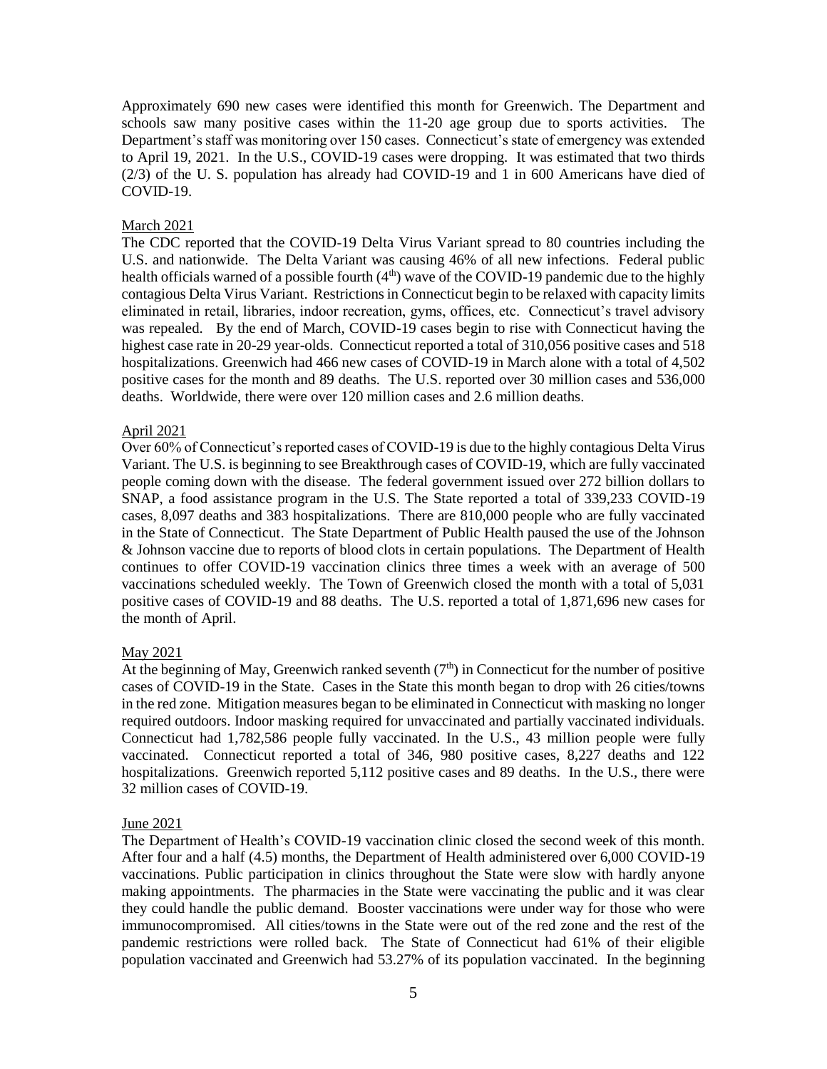Approximately 690 new cases were identified this month for Greenwich. The Department and schools saw many positive cases within the 11-20 age group due to sports activities. The Department's staff was monitoring over 150 cases. Connecticut's state of emergency was extended to April 19, 2021. In the U.S., COVID-19 cases were dropping. It was estimated that two thirds (2/3) of the U. S. population has already had COVID-19 and 1 in 600 Americans have died of COVID-19.

March 2021

The CDC reported that the COVID-19 Delta Virus Variant spread to 80 countries including the U.S. and nationwide. The Delta Variant was causing 46% of all new infections. Federal public health officials warned of a possible fourth ($4^{th}$) wave of the COVID-19 pandemic due to the highly contagious Delta Virus Variant. Restrictions in Connecticut begin to be relaxed with capacity limits eliminated in retail, libraries, indoor recreation, gyms, offices, etc. Connecticut's travel advisory was repealed. By the end of March, COVID-19 cases begin to rise with Connecticut having the highest case rate in 20-29 year-olds. Connecticut reported a total of 310,056 positive cases and 518 hospitalizations. Greenwich had 466 new cases of COVID-19 in March alone with a total of 4,502 positive cases for the month and 89 deaths. The U.S. reported over 30 million cases and 536,000 deaths. Worldwide, there were over 120 million cases and 2.6 million deaths.

April 2021

Over 60% of Connecticut's reported cases of COVID-19 is due to the highly contagious Delta Virus Variant. The U.S. is beginning to see Breakthrough cases of COVID-19, which are fully vaccinated people coming down with the disease. The federal government issued over 272 billion dollars to SNAP, a food assistance program in the U.S. The State reported a total of 339,233 COVID-19 cases, 8,097 deaths and 383 hospitalizations. There are 810,000 people who are fully vaccinated in the State of Connecticut. The State Department of Public Health paused the use of the Johnson & Johnson vaccine due to reports of blood clots in certain populations. The Department of Health continues to offer COVID-19 vaccination clinics three times a week with an average of 500 vaccinations scheduled weekly. The Town of Greenwich closed the month with a total of 5,031 positive cases of COVID-19 and 88 deaths. The U.S. reported a total of 1,871,696 new cases for the month of April.

May 2021

At the beginning of May, Greenwich ranked seventh ($7^{th}$) in Connecticut for the number of positive cases of COVID-19 in the State. Cases in the State this month began to drop with 26 cities/towns in the red zone. Mitigation measures began to be eliminated in Connecticut with masking no longer required outdoors. Indoor masking required for unvaccinated and partially vaccinated individuals. Connecticut had 1,782,586 people fully vaccinated. In the U.S., 43 million people were fully vaccinated. Connecticut reported a total of 346, 980 positive cases, 8,227 deaths and 122 hospitalizations. Greenwich reported 5,112 positive cases and 89 deaths. In the U.S., there were 32 million cases of COVID-19.

June 2021

The Department of Health's COVID-19 vaccination clinic closed the second week of this month. After four and a half (4.5) months, the Department of Health administered over 6,000 COVID-19 vaccinations. Public participation in clinics throughout the State were slow with hardly anyone making appointments. The pharmacies in the State were vaccinating the public and it was clear they could handle the public demand. Booster vaccinations were under way for those who were immunocompromised. All cities/towns in the State were out of the red zone and the rest of the pandemic restrictions were rolled back. The State of Connecticut had 61% of their eligible population vaccinated and Greenwich had 53.27% of its population vaccinated. In the beginning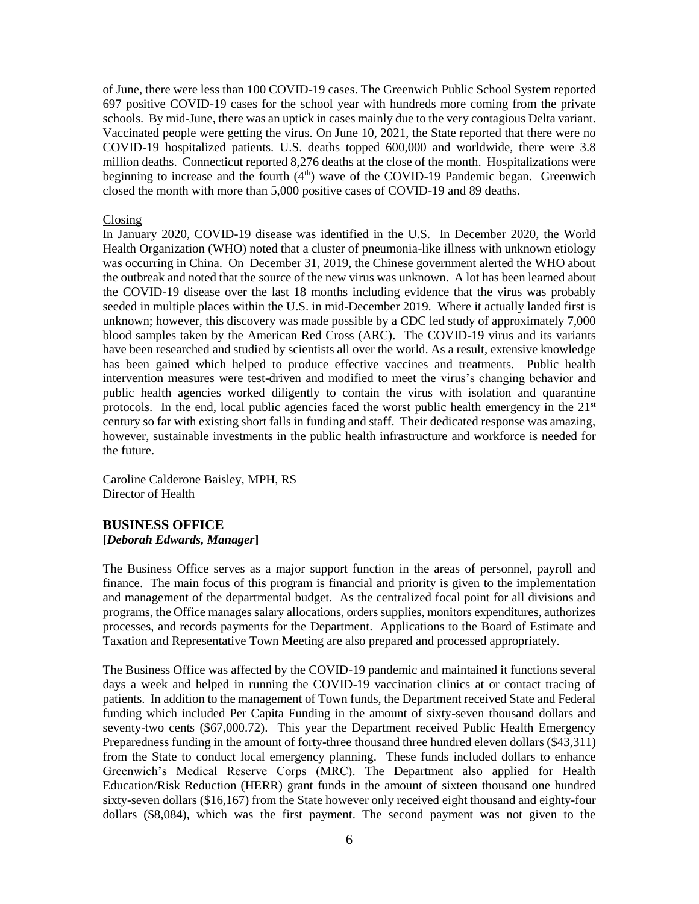of June, there were less than 100 COVID-19 cases. The Greenwich Public School System reported 697 positive COVID-19 cases for the school year with hundreds more coming from the private schools. By mid-June, there was an uptick in cases mainly due to the very contagious Delta variant. Vaccinated people were getting the virus. On June 10, 2021, the State reported that there were no COVID-19 hospitalized patients. U.S. deaths topped 600,000 and worldwide, there were 3.8 million deaths. Connecticut reported 8,276 deaths at the close of the month. Hospitalizations were beginning to increase and the fourth (4th) wave of the COVID-19 Pandemic began. Greenwich closed the month with more than 5,000 positive cases of COVID-19 and 89 deaths.

Closing

In January 2020, COVID-19 disease was identified in the U.S. In December 2020, the World Health Organization (WHO) noted that a cluster of pneumonia-like illness with unknown etiology was occurring in China. On December 31, 2019, the Chinese government alerted the WHO about the outbreak and noted that the source of the new virus was unknown. A lot has been learned about the COVID-19 disease over the last 18 months including evidence that the virus was probably seeded in multiple places within the U.S. in mid-December 2019. Where it actually landed first is unknown; however, this discovery was made possible by a CDC led study of approximately 7,000 blood samples taken by the American Red Cross (ARC). The COVID-19 virus and its variants have been researched and studied by scientists all over the world. As a result, extensive knowledge has been gained which helped to produce effective vaccines and treatments. Public health intervention measures were test-driven and modified to meet the virus's changing behavior and public health agencies worked diligently to contain the virus with isolation and quarantine protocols. In the end, local public agencies faced the worst public health emergency in the 21st century so far with existing short falls in funding and staff. Their dedicated response was amazing, however, sustainable investments in the public health infrastructure and workforce is needed for the future.

Caroline Calderone Baisley, MPH, RS
Director of Health

## BUSINESS OFFICE
**[*Deborah Edwards, Manager*]**

The Business Office serves as a major support function in the areas of personnel, payroll and finance. The main focus of this program is financial and priority is given to the implementation and management of the departmental budget. As the centralized focal point for all divisions and programs, the Office manages salary allocations, orders supplies, monitors expenditures, authorizes processes, and records payments for the Department. Applications to the Board of Estimate and Taxation and Representative Town Meeting are also prepared and processed appropriately.

The Business Office was affected by the COVID-19 pandemic and maintained it functions several days a week and helped in running the COVID-19 vaccination clinics at or contact tracing of patients. In addition to the management of Town funds, the Department received State and Federal funding which included Per Capita Funding in the amount of sixty-seven thousand dollars and seventy-two cents ($67,000.72). This year the Department received Public Health Emergency Preparedness funding in the amount of forty-three thousand three hundred eleven dollars ($43,311) from the State to conduct local emergency planning. These funds included dollars to enhance Greenwich's Medical Reserve Corps (MRC). The Department also applied for Health Education/Risk Reduction (HERR) grant funds in the amount of sixteen thousand one hundred sixty-seven dollars ($16,167) from the State however only received eight thousand and eighty-four dollars ($8,084), which was the first payment. The second payment was not given to the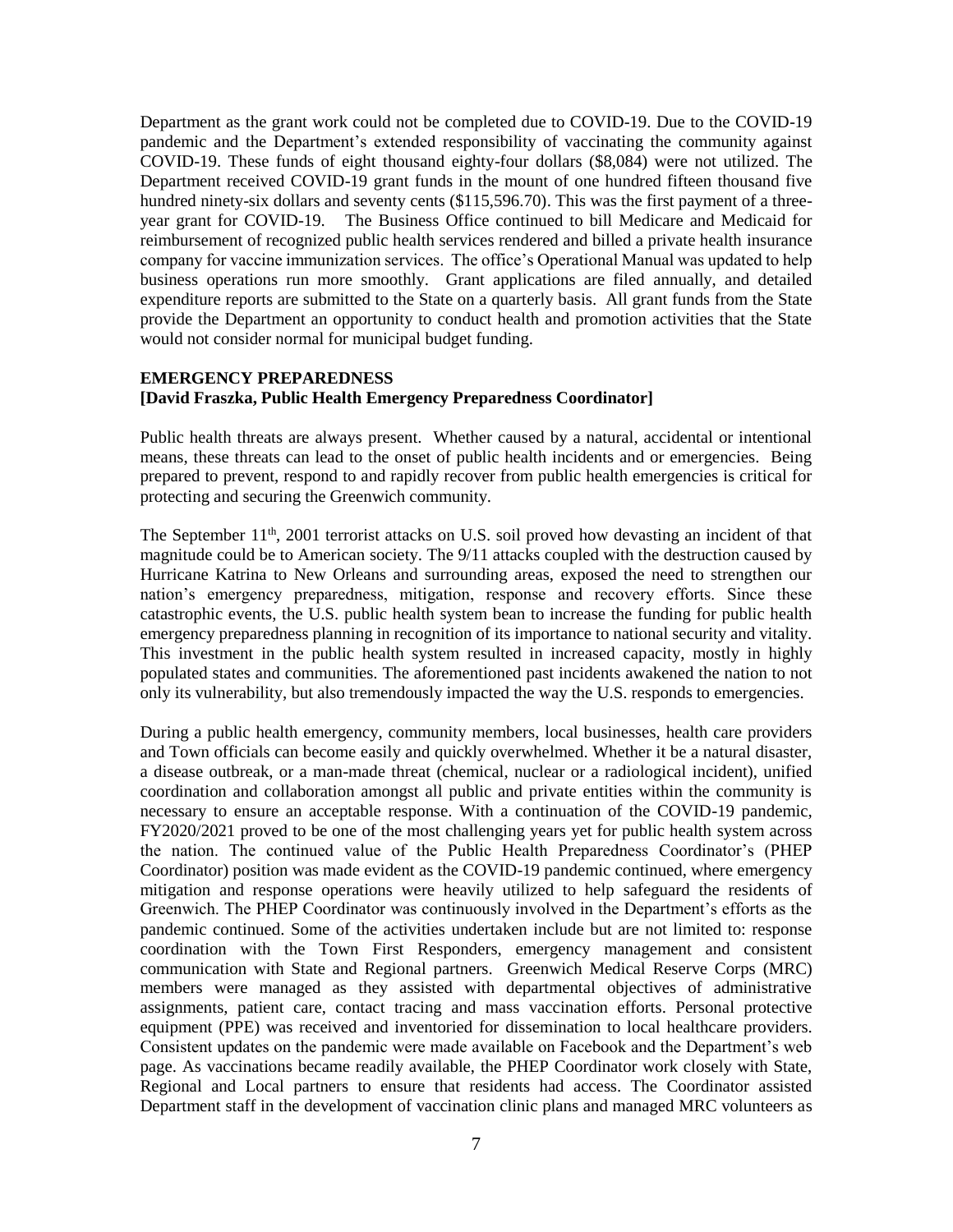Department as the grant work could not be completed due to COVID-19. Due to the COVID-19 pandemic and the Department's extended responsibility of vaccinating the community against COVID-19. These funds of eight thousand eighty-four dollars ($8,084) were not utilized. The Department received COVID-19 grant funds in the mount of one hundred fifteen thousand five hundred ninety-six dollars and seventy cents ($115,596.70). This was the first payment of a three-year grant for COVID-19. The Business Office continued to bill Medicare and Medicaid for reimbursement of recognized public health services rendered and billed a private health insurance company for vaccine immunization services. The office's Operational Manual was updated to help business operations run more smoothly. Grant applications are filed annually, and detailed expenditure reports are submitted to the State on a quarterly basis. All grant funds from the State provide the Department an opportunity to conduct health and promotion activities that the State would not consider normal for municipal budget funding.

**EMERGENCY PREPAREDNESS**
**[David Fraszka, Public Health Emergency Preparedness Coordinator]**

Public health threats are always present. Whether caused by a natural, accidental or intentional means, these threats can lead to the onset of public health incidents and or emergencies. Being prepared to prevent, respond to and rapidly recover from public health emergencies is critical for protecting and securing the Greenwich community.

The September 11th, 2001 terrorist attacks on U.S. soil proved how devasting an incident of that magnitude could be to American society. The 9/11 attacks coupled with the destruction caused by Hurricane Katrina to New Orleans and surrounding areas, exposed the need to strengthen our nation's emergency preparedness, mitigation, response and recovery efforts. Since these catastrophic events, the U.S. public health system bean to increase the funding for public health emergency preparedness planning in recognition of its importance to national security and vitality. This investment in the public health system resulted in increased capacity, mostly in highly populated states and communities. The aforementioned past incidents awakened the nation to not only its vulnerability, but also tremendously impacted the way the U.S. responds to emergencies.

During a public health emergency, community members, local businesses, health care providers and Town officials can become easily and quickly overwhelmed. Whether it be a natural disaster, a disease outbreak, or a man-made threat (chemical, nuclear or a radiological incident), unified coordination and collaboration amongst all public and private entities within the community is necessary to ensure an acceptable response. With a continuation of the COVID-19 pandemic, FY2020/2021 proved to be one of the most challenging years yet for public health system across the nation. The continued value of the Public Health Preparedness Coordinator's (PHEP Coordinator) position was made evident as the COVID-19 pandemic continued, where emergency mitigation and response operations were heavily utilized to help safeguard the residents of Greenwich. The PHEP Coordinator was continuously involved in the Department's efforts as the pandemic continued. Some of the activities undertaken include but are not limited to: response coordination with the Town First Responders, emergency management and consistent communication with State and Regional partners. Greenwich Medical Reserve Corps (MRC) members were managed as they assisted with departmental objectives of administrative assignments, patient care, contact tracing and mass vaccination efforts. Personal protective equipment (PPE) was received and inventoried for dissemination to local healthcare providers. Consistent updates on the pandemic were made available on Facebook and the Department's web page. As vaccinations became readily available, the PHEP Coordinator work closely with State, Regional and Local partners to ensure that residents had access. The Coordinator assisted Department staff in the development of vaccination clinic plans and managed MRC volunteers as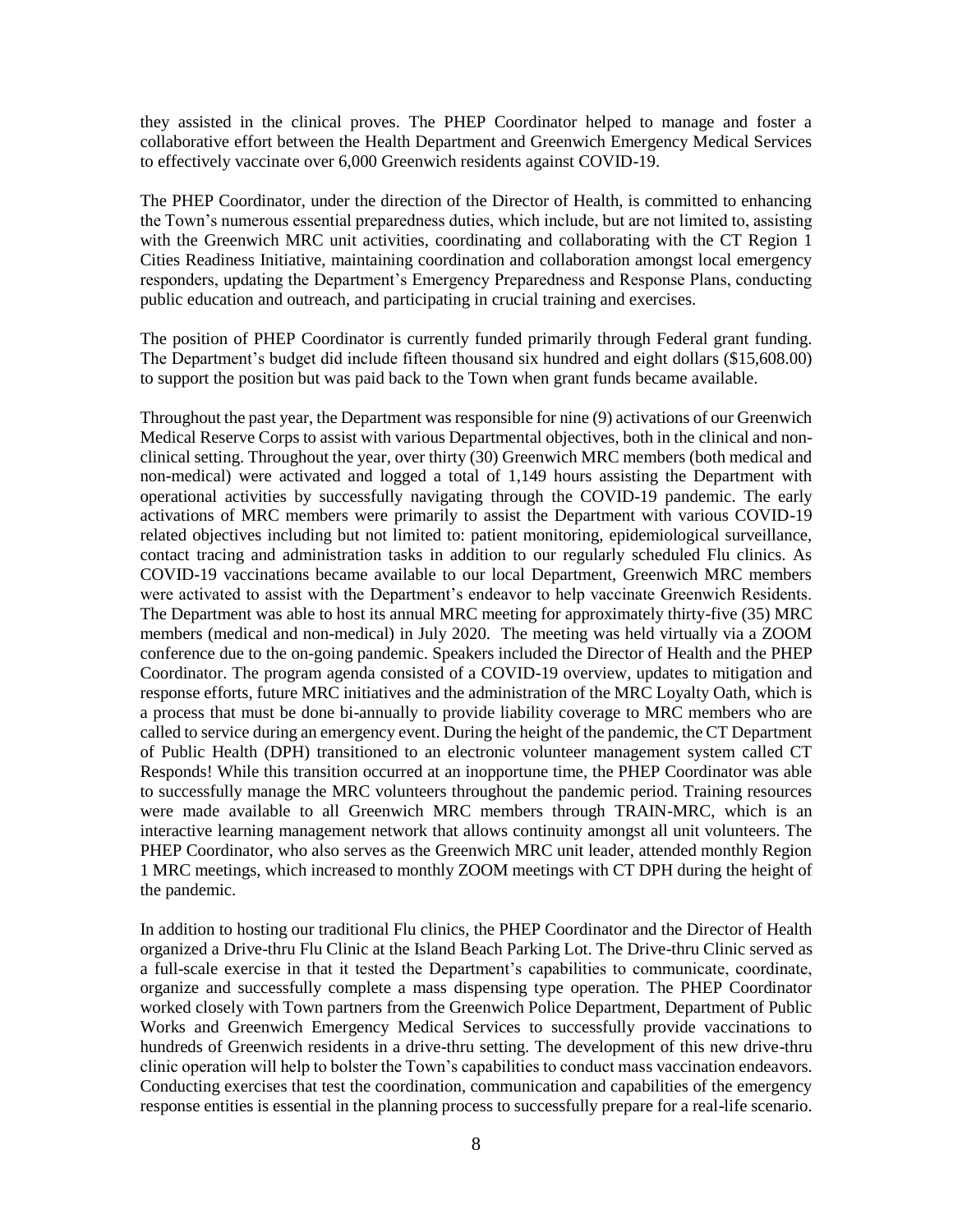they assisted in the clinical proves. The PHEP Coordinator helped to manage and foster a collaborative effort between the Health Department and Greenwich Emergency Medical Services to effectively vaccinate over 6,000 Greenwich residents against COVID-19.

The PHEP Coordinator, under the direction of the Director of Health, is committed to enhancing the Town's numerous essential preparedness duties, which include, but are not limited to, assisting with the Greenwich MRC unit activities, coordinating and collaborating with the CT Region 1 Cities Readiness Initiative, maintaining coordination and collaboration amongst local emergency responders, updating the Department's Emergency Preparedness and Response Plans, conducting public education and outreach, and participating in crucial training and exercises.

The position of PHEP Coordinator is currently funded primarily through Federal grant funding. The Department's budget did include fifteen thousand six hundred and eight dollars ($15,608.00) to support the position but was paid back to the Town when grant funds became available.

Throughout the past year, the Department was responsible for nine (9) activations of our Greenwich Medical Reserve Corps to assist with various Departmental objectives, both in the clinical and non-clinical setting. Throughout the year, over thirty (30) Greenwich MRC members (both medical and non-medical) were activated and logged a total of 1,149 hours assisting the Department with operational activities by successfully navigating through the COVID-19 pandemic. The early activations of MRC members were primarily to assist the Department with various COVID-19 related objectives including but not limited to: patient monitoring, epidemiological surveillance, contact tracing and administration tasks in addition to our regularly scheduled Flu clinics. As COVID-19 vaccinations became available to our local Department, Greenwich MRC members were activated to assist with the Department's endeavor to help vaccinate Greenwich Residents. The Department was able to host its annual MRC meeting for approximately thirty-five (35) MRC members (medical and non-medical) in July 2020. The meeting was held virtually via a ZOOM conference due to the on-going pandemic. Speakers included the Director of Health and the PHEP Coordinator. The program agenda consisted of a COVID-19 overview, updates to mitigation and response efforts, future MRC initiatives and the administration of the MRC Loyalty Oath, which is a process that must be done bi-annually to provide liability coverage to MRC members who are called to service during an emergency event. During the height of the pandemic, the CT Department of Public Health (DPH) transitioned to an electronic volunteer management system called CT Responds! While this transition occurred at an inopportune time, the PHEP Coordinator was able to successfully manage the MRC volunteers throughout the pandemic period. Training resources were made available to all Greenwich MRC members through TRAIN-MRC, which is an interactive learning management network that allows continuity amongst all unit volunteers. The PHEP Coordinator, who also serves as the Greenwich MRC unit leader, attended monthly Region 1 MRC meetings, which increased to monthly ZOOM meetings with CT DPH during the height of the pandemic.

In addition to hosting our traditional Flu clinics, the PHEP Coordinator and the Director of Health organized a Drive-thru Flu Clinic at the Island Beach Parking Lot. The Drive-thru Clinic served as a full-scale exercise in that it tested the Department's capabilities to communicate, coordinate, organize and successfully complete a mass dispensing type operation. The PHEP Coordinator worked closely with Town partners from the Greenwich Police Department, Department of Public Works and Greenwich Emergency Medical Services to successfully provide vaccinations to hundreds of Greenwich residents in a drive-thru setting. The development of this new drive-thru clinic operation will help to bolster the Town's capabilities to conduct mass vaccination endeavors. Conducting exercises that test the coordination, communication and capabilities of the emergency response entities is essential in the planning process to successfully prepare for a real-life scenario.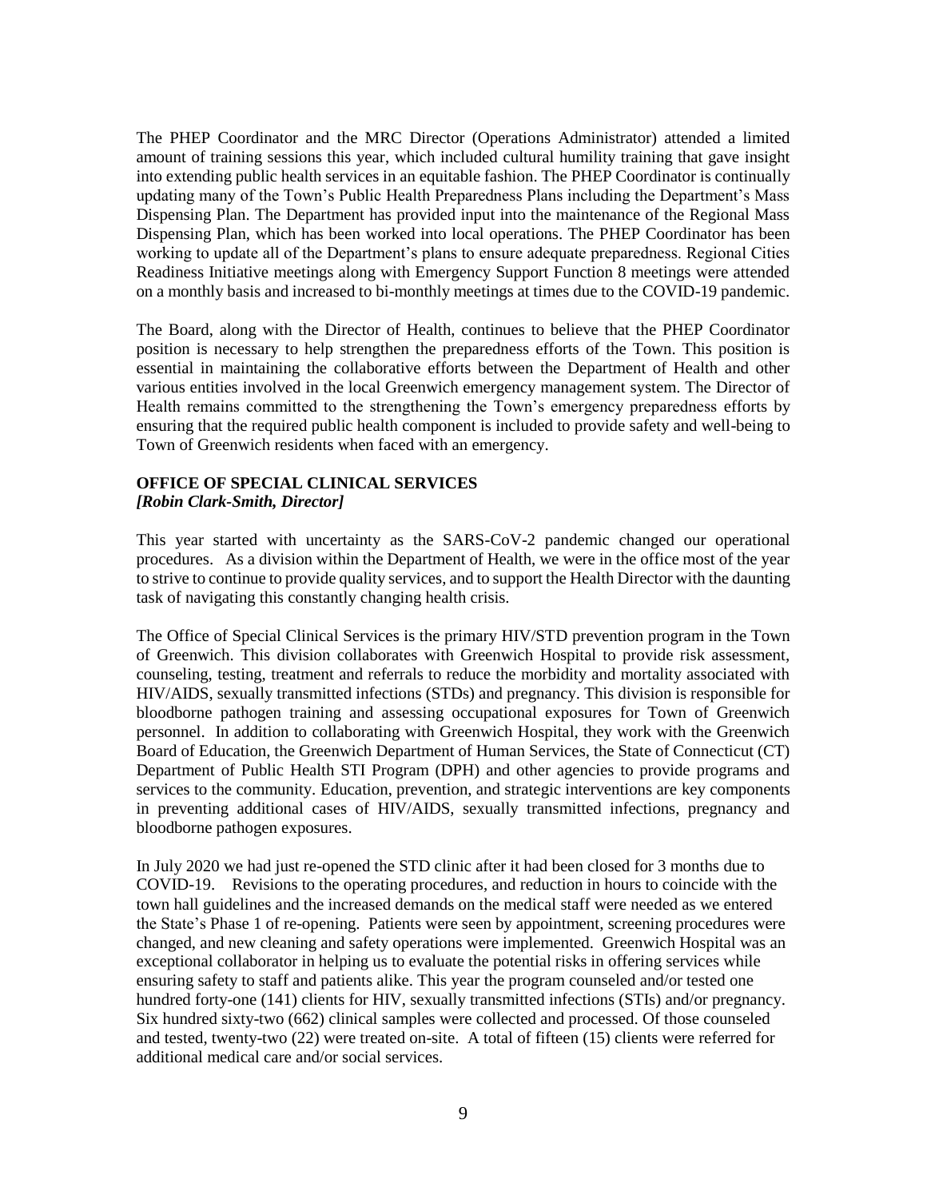The PHEP Coordinator and the MRC Director (Operations Administrator) attended a limited amount of training sessions this year, which included cultural humility training that gave insight into extending public health services in an equitable fashion. The PHEP Coordinator is continually updating many of the Town's Public Health Preparedness Plans including the Department's Mass Dispensing Plan. The Department has provided input into the maintenance of the Regional Mass Dispensing Plan, which has been worked into local operations. The PHEP Coordinator has been working to update all of the Department's plans to ensure adequate preparedness. Regional Cities Readiness Initiative meetings along with Emergency Support Function 8 meetings were attended on a monthly basis and increased to bi-monthly meetings at times due to the COVID-19 pandemic.

The Board, along with the Director of Health, continues to believe that the PHEP Coordinator position is necessary to help strengthen the preparedness efforts of the Town. This position is essential in maintaining the collaborative efforts between the Department of Health and other various entities involved in the local Greenwich emergency management system. The Director of Health remains committed to the strengthening the Town's emergency preparedness efforts by ensuring that the required public health component is included to provide safety and well-being to Town of Greenwich residents when faced with an emergency.

### OFFICE OF SPECIAL CLINICAL SERVICES
***[Robin Clark-Smith, Director]***

This year started with uncertainty as the SARS-CoV-2 pandemic changed our operational procedures. As a division within the Department of Health, we were in the office most of the year to strive to continue to provide quality services, and to support the Health Director with the daunting task of navigating this constantly changing health crisis.

The Office of Special Clinical Services is the primary HIV/STD prevention program in the Town of Greenwich. This division collaborates with Greenwich Hospital to provide risk assessment, counseling, testing, treatment and referrals to reduce the morbidity and mortality associated with HIV/AIDS, sexually transmitted infections (STDs) and pregnancy. This division is responsible for bloodborne pathogen training and assessing occupational exposures for Town of Greenwich personnel. In addition to collaborating with Greenwich Hospital, they work with the Greenwich Board of Education, the Greenwich Department of Human Services, the State of Connecticut (CT) Department of Public Health STI Program (DPH) and other agencies to provide programs and services to the community. Education, prevention, and strategic interventions are key components in preventing additional cases of HIV/AIDS, sexually transmitted infections, pregnancy and bloodborne pathogen exposures.

In July 2020 we had just re-opened the STD clinic after it had been closed for 3 months due to COVID-19. Revisions to the operating procedures, and reduction in hours to coincide with the town hall guidelines and the increased demands on the medical staff were needed as we entered the State's Phase 1 of re-opening. Patients were seen by appointment, screening procedures were changed, and new cleaning and safety operations were implemented. Greenwich Hospital was an exceptional collaborator in helping us to evaluate the potential risks in offering services while ensuring safety to staff and patients alike. This year the program counseled and/or tested one hundred forty-one (141) clients for HIV, sexually transmitted infections (STIs) and/or pregnancy. Six hundred sixty-two (662) clinical samples were collected and processed. Of those counseled and tested, twenty-two (22) were treated on-site. A total of fifteen (15) clients were referred for additional medical care and/or social services.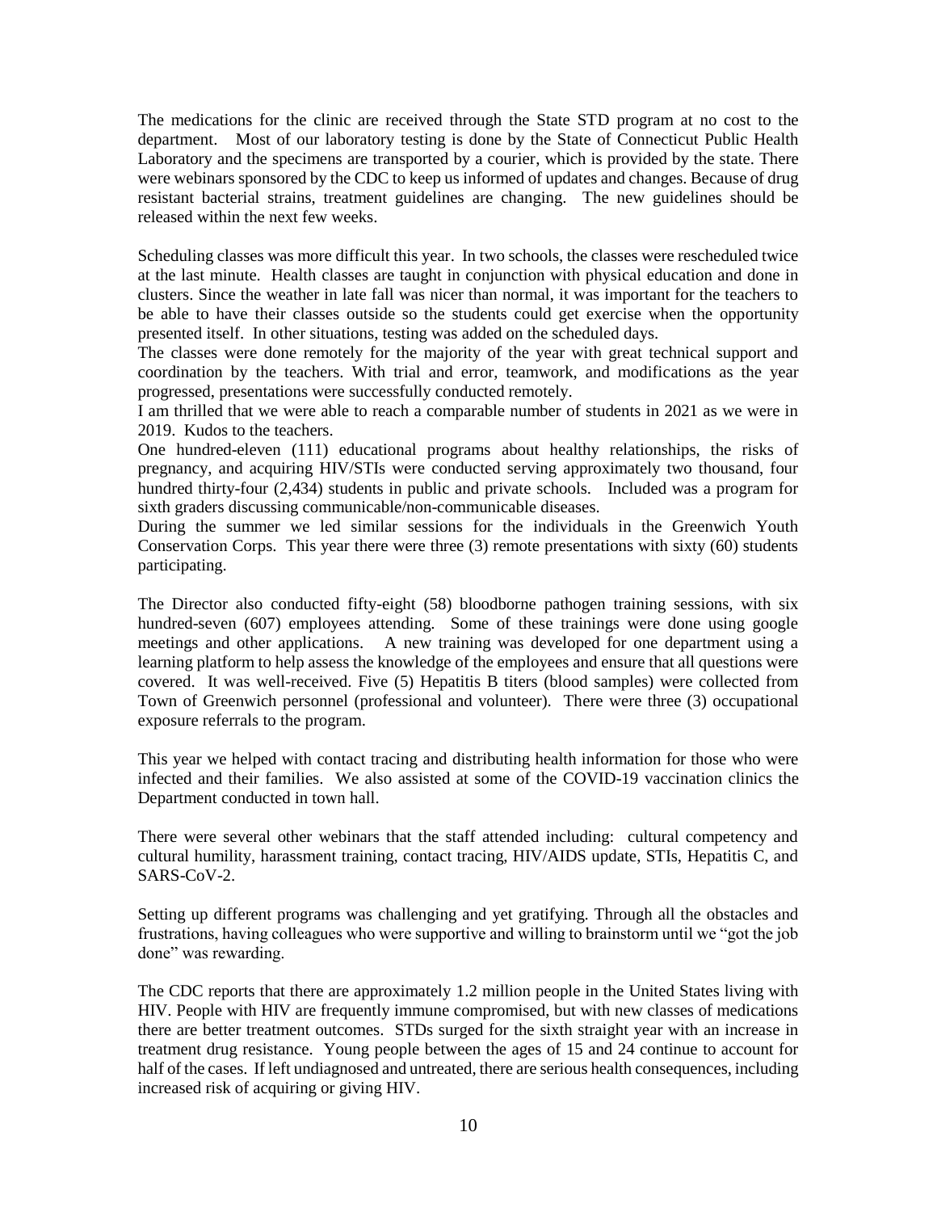The medications for the clinic are received through the State STD program at no cost to the department. Most of our laboratory testing is done by the State of Connecticut Public Health Laboratory and the specimens are transported by a courier, which is provided by the state. There were webinars sponsored by the CDC to keep us informed of updates and changes. Because of drug resistant bacterial strains, treatment guidelines are changing. The new guidelines should be released within the next few weeks.

Scheduling classes was more difficult this year. In two schools, the classes were rescheduled twice at the last minute. Health classes are taught in conjunction with physical education and done in clusters. Since the weather in late fall was nicer than normal, it was important for the teachers to be able to have their classes outside so the students could get exercise when the opportunity presented itself. In other situations, testing was added on the scheduled days.

The classes were done remotely for the majority of the year with great technical support and coordination by the teachers. With trial and error, teamwork, and modifications as the year progressed, presentations were successfully conducted remotely.

I am thrilled that we were able to reach a comparable number of students in 2021 as we were in 2019. Kudos to the teachers.

One hundred-eleven (111) educational programs about healthy relationships, the risks of pregnancy, and acquiring HIV/STIs were conducted serving approximately two thousand, four hundred thirty-four (2,434) students in public and private schools. Included was a program for sixth graders discussing communicable/non-communicable diseases.

During the summer we led similar sessions for the individuals in the Greenwich Youth Conservation Corps. This year there were three (3) remote presentations with sixty (60) students participating.

The Director also conducted fifty-eight (58) bloodborne pathogen training sessions, with six hundred-seven (607) employees attending. Some of these trainings were done using google meetings and other applications. A new training was developed for one department using a learning platform to help assess the knowledge of the employees and ensure that all questions were covered. It was well-received. Five (5) Hepatitis B titers (blood samples) were collected from Town of Greenwich personnel (professional and volunteer). There were three (3) occupational exposure referrals to the program.

This year we helped with contact tracing and distributing health information for those who were infected and their families. We also assisted at some of the COVID-19 vaccination clinics the Department conducted in town hall.

There were several other webinars that the staff attended including: cultural competency and cultural humility, harassment training, contact tracing, HIV/AIDS update, STIs, Hepatitis C, and SARS-CoV-2.

Setting up different programs was challenging and yet gratifying. Through all the obstacles and frustrations, having colleagues who were supportive and willing to brainstorm until we "got the job done" was rewarding.

The CDC reports that there are approximately 1.2 million people in the United States living with HIV. People with HIV are frequently immune compromised, but with new classes of medications there are better treatment outcomes. STDs surged for the sixth straight year with an increase in treatment drug resistance. Young people between the ages of 15 and 24 continue to account for half of the cases. If left undiagnosed and untreated, there are serious health consequences, including increased risk of acquiring or giving HIV.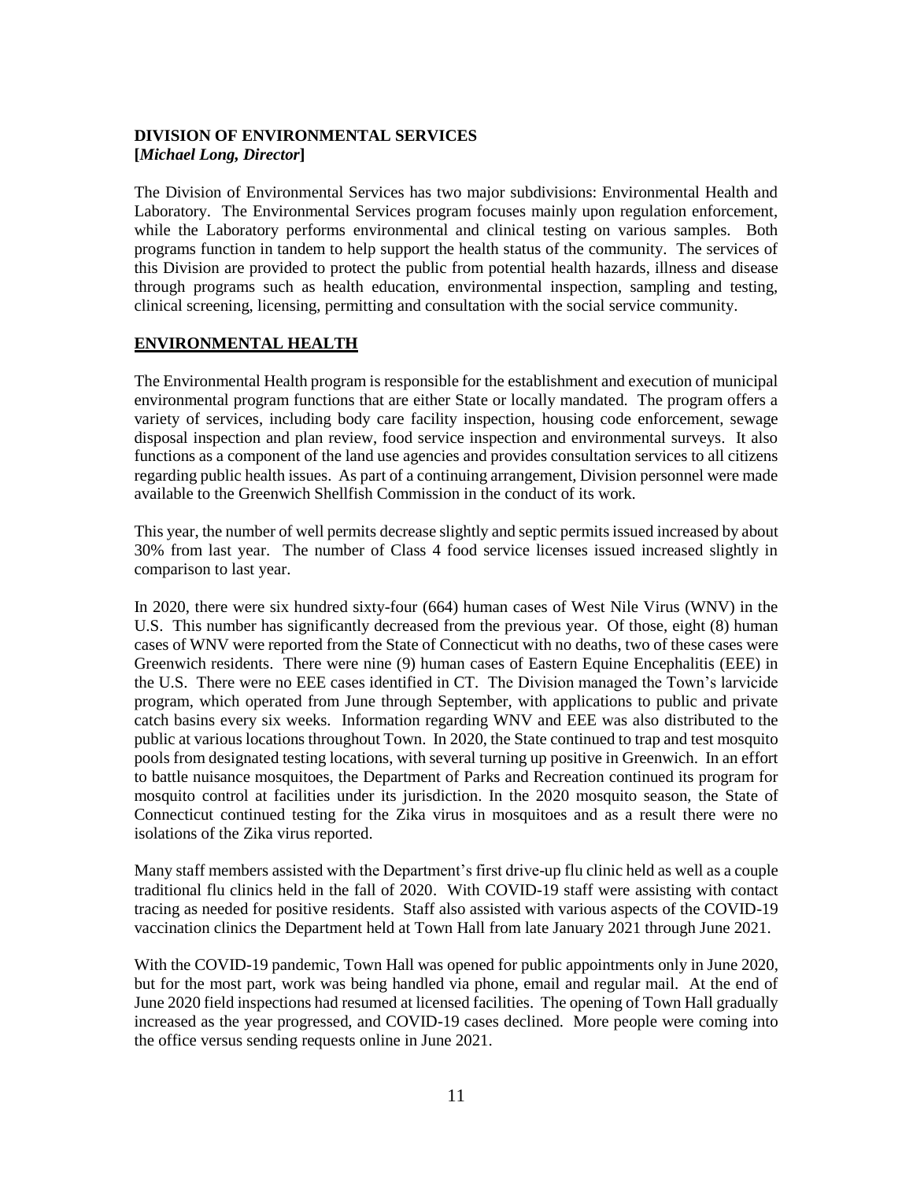## DIVISION OF ENVIRONMENTAL SERVICES
**[*Michael Long, Director*]**

The Division of Environmental Services has two major subdivisions: Environmental Health and Laboratory. The Environmental Services program focuses mainly upon regulation enforcement, while the Laboratory performs environmental and clinical testing on various samples. Both programs function in tandem to help support the health status of the community. The services of this Division are provided to protect the public from potential health hazards, illness and disease through programs such as health education, environmental inspection, sampling and testing, clinical screening, licensing, permitting and consultation with the social service community.

### ENVIRONMENTAL HEALTH

The Environmental Health program is responsible for the establishment and execution of municipal environmental program functions that are either State or locally mandated. The program offers a variety of services, including body care facility inspection, housing code enforcement, sewage disposal inspection and plan review, food service inspection and environmental surveys. It also functions as a component of the land use agencies and provides consultation services to all citizens regarding public health issues. As part of a continuing arrangement, Division personnel were made available to the Greenwich Shellfish Commission in the conduct of its work.

This year, the number of well permits decrease slightly and septic permits issued increased by about 30% from last year. The number of Class 4 food service licenses issued increased slightly in comparison to last year.

In 2020, there were six hundred sixty-four (664) human cases of West Nile Virus (WNV) in the U.S. This number has significantly decreased from the previous year. Of those, eight (8) human cases of WNV were reported from the State of Connecticut with no deaths, two of these cases were Greenwich residents. There were nine (9) human cases of Eastern Equine Encephalitis (EEE) in the U.S. There were no EEE cases identified in CT. The Division managed the Town's larvicide program, which operated from June through September, with applications to public and private catch basins every six weeks. Information regarding WNV and EEE was also distributed to the public at various locations throughout Town. In 2020, the State continued to trap and test mosquito pools from designated testing locations, with several turning up positive in Greenwich. In an effort to battle nuisance mosquitoes, the Department of Parks and Recreation continued its program for mosquito control at facilities under its jurisdiction. In the 2020 mosquito season, the State of Connecticut continued testing for the Zika virus in mosquitoes and as a result there were no isolations of the Zika virus reported.

Many staff members assisted with the Department's first drive-up flu clinic held as well as a couple traditional flu clinics held in the fall of 2020. With COVID-19 staff were assisting with contact tracing as needed for positive residents. Staff also assisted with various aspects of the COVID-19 vaccination clinics the Department held at Town Hall from late January 2021 through June 2021.

With the COVID-19 pandemic, Town Hall was opened for public appointments only in June 2020, but for the most part, work was being handled via phone, email and regular mail. At the end of June 2020 field inspections had resumed at licensed facilities. The opening of Town Hall gradually increased as the year progressed, and COVID-19 cases declined. More people were coming into the office versus sending requests online in June 2021.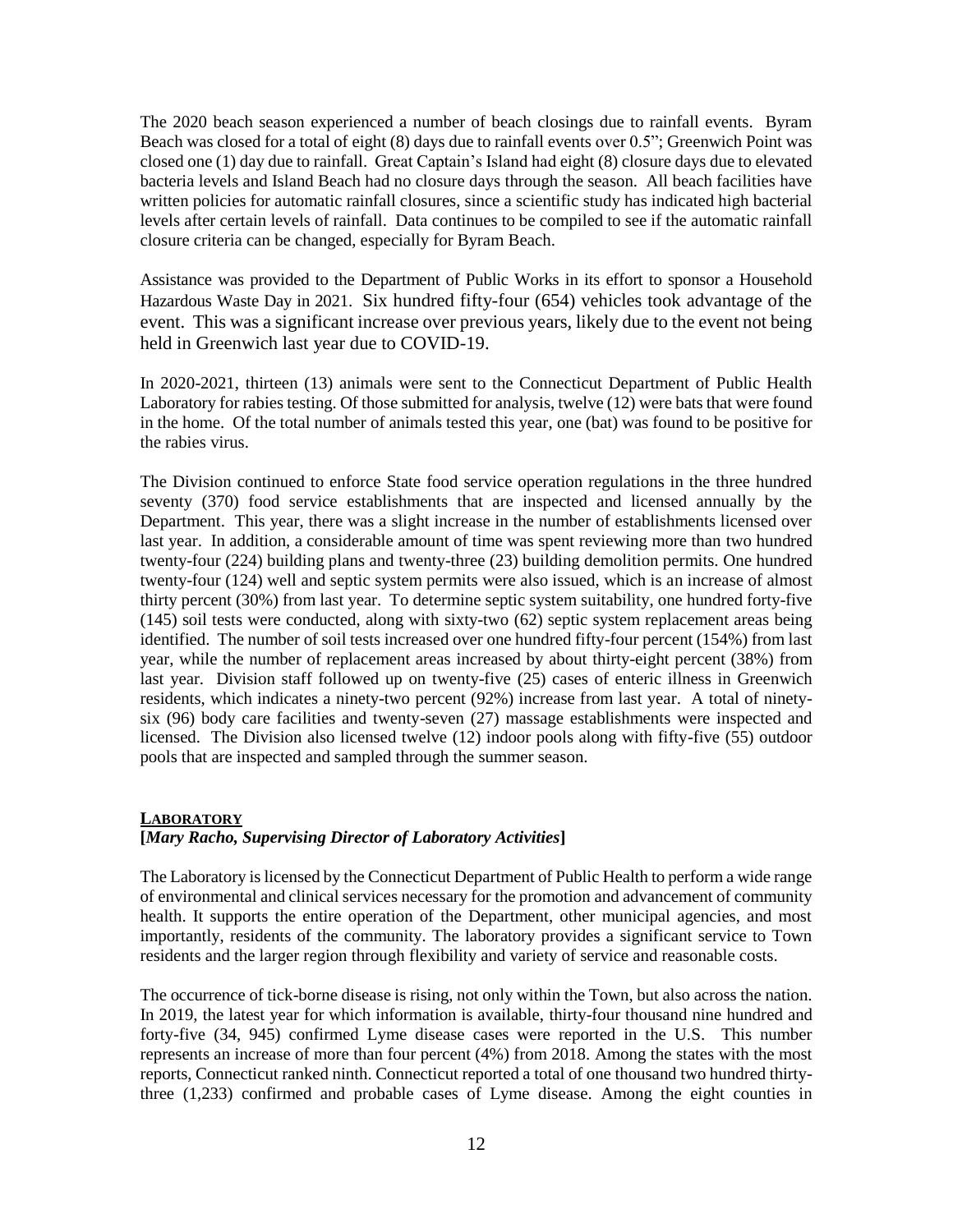The 2020 beach season experienced a number of beach closings due to rainfall events. Byram Beach was closed for a total of eight (8) days due to rainfall events over 0.5"; Greenwich Point was closed one (1) day due to rainfall. Great Captain's Island had eight (8) closure days due to elevated bacteria levels and Island Beach had no closure days through the season. All beach facilities have written policies for automatic rainfall closures, since a scientific study has indicated high bacterial levels after certain levels of rainfall. Data continues to be compiled to see if the automatic rainfall closure criteria can be changed, especially for Byram Beach.

Assistance was provided to the Department of Public Works in its effort to sponsor a Household Hazardous Waste Day in 2021. Six hundred fifty-four (654) vehicles took advantage of the event. This was a significant increase over previous years, likely due to the event not being held in Greenwich last year due to COVID-19.

In 2020-2021, thirteen (13) animals were sent to the Connecticut Department of Public Health Laboratory for rabies testing. Of those submitted for analysis, twelve (12) were bats that were found in the home. Of the total number of animals tested this year, one (bat) was found to be positive for the rabies virus.

The Division continued to enforce State food service operation regulations in the three hundred seventy (370) food service establishments that are inspected and licensed annually by the Department. This year, there was a slight increase in the number of establishments licensed over last year. In addition, a considerable amount of time was spent reviewing more than two hundred twenty-four (224) building plans and twenty-three (23) building demolition permits. One hundred twenty-four (124) well and septic system permits were also issued, which is an increase of almost thirty percent (30%) from last year. To determine septic system suitability, one hundred forty-five (145) soil tests were conducted, along with sixty-two (62) septic system replacement areas being identified. The number of soil tests increased over one hundred fifty-four percent (154%) from last year, while the number of replacement areas increased by about thirty-eight percent (38%) from last year. Division staff followed up on twenty-five (25) cases of enteric illness in Greenwich residents, which indicates a ninety-two percent (92%) increase from last year. A total of ninety-six (96) body care facilities and twenty-seven (27) massage establishments were inspected and licensed. The Division also licensed twelve (12) indoor pools along with fifty-five (55) outdoor pools that are inspected and sampled through the summer season.

## LABORATORY

**[*Mary Racho, Supervising Director of Laboratory Activities*]**

The Laboratory is licensed by the Connecticut Department of Public Health to perform a wide range of environmental and clinical services necessary for the promotion and advancement of community health. It supports the entire operation of the Department, other municipal agencies, and most importantly, residents of the community. The laboratory provides a significant service to Town residents and the larger region through flexibility and variety of service and reasonable costs.

The occurrence of tick-borne disease is rising, not only within the Town, but also across the nation. In 2019, the latest year for which information is available, thirty-four thousand nine hundred and forty-five (34, 945) confirmed Lyme disease cases were reported in the U.S. This number represents an increase of more than four percent (4%) from 2018. Among the states with the most reports, Connecticut ranked ninth. Connecticut reported a total of one thousand two hundred thirty-three (1,233) confirmed and probable cases of Lyme disease. Among the eight counties in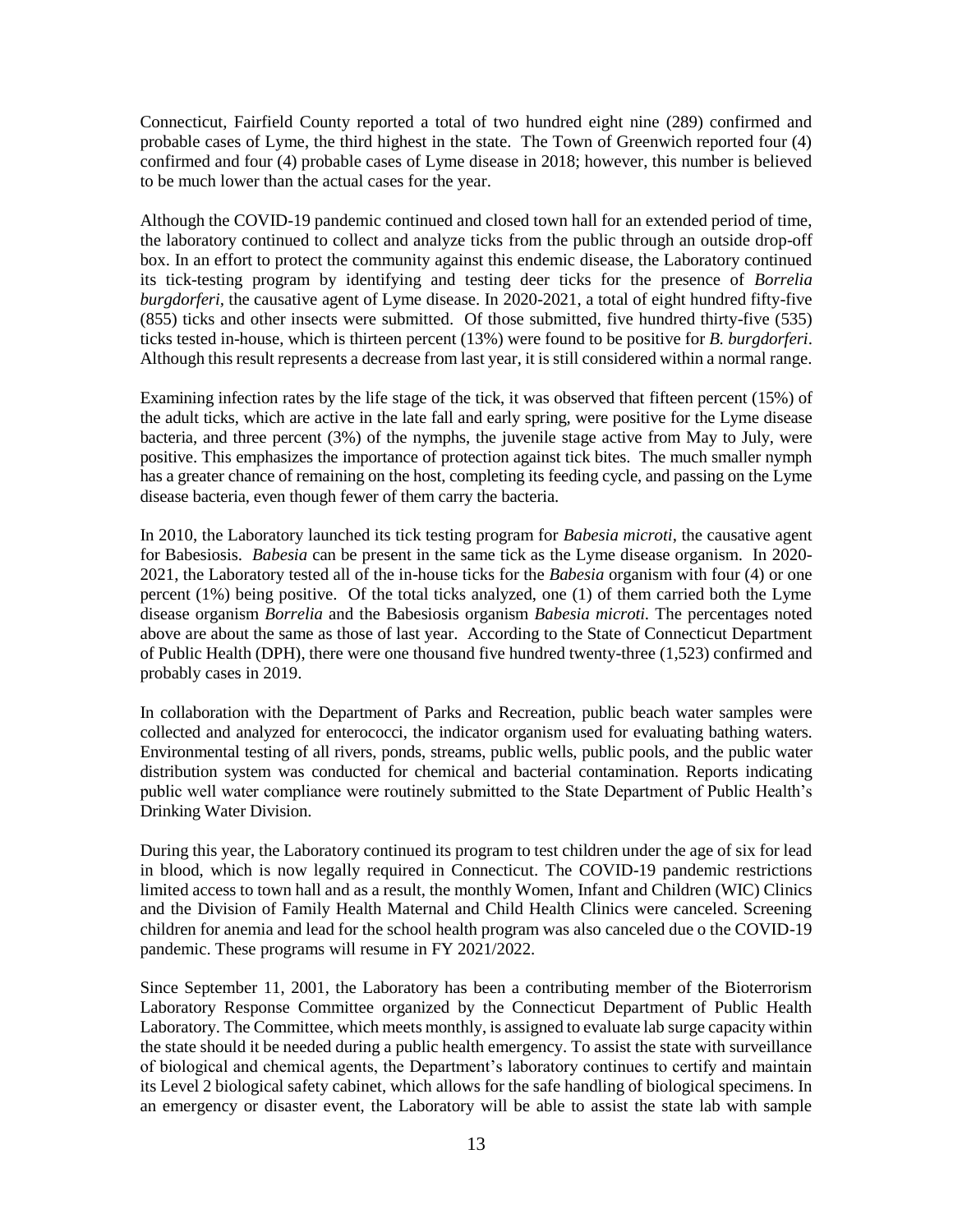Connecticut, Fairfield County reported a total of two hundred eight nine (289) confirmed and probable cases of Lyme, the third highest in the state. The Town of Greenwich reported four (4) confirmed and four (4) probable cases of Lyme disease in 2018; however, this number is believed to be much lower than the actual cases for the year.

Although the COVID-19 pandemic continued and closed town hall for an extended period of time, the laboratory continued to collect and analyze ticks from the public through an outside drop-off box. In an effort to protect the community against this endemic disease, the Laboratory continued its tick-testing program by identifying and testing deer ticks for the presence of *Borrelia burgdorferi*, the causative agent of Lyme disease. In 2020-2021, a total of eight hundred fifty-five (855) ticks and other insects were submitted. Of those submitted, five hundred thirty-five (535) ticks tested in-house, which is thirteen percent (13%) were found to be positive for *B. burgdorferi*. Although this result represents a decrease from last year, it is still considered within a normal range.

Examining infection rates by the life stage of the tick, it was observed that fifteen percent (15%) of the adult ticks, which are active in the late fall and early spring, were positive for the Lyme disease bacteria, and three percent (3%) of the nymphs, the juvenile stage active from May to July, were positive. This emphasizes the importance of protection against tick bites. The much smaller nymph has a greater chance of remaining on the host, completing its feeding cycle, and passing on the Lyme disease bacteria, even though fewer of them carry the bacteria.

In 2010, the Laboratory launched its tick testing program for *Babesia microti*, the causative agent for Babesiosis. *Babesia* can be present in the same tick as the Lyme disease organism. In 2020-2021, the Laboratory tested all of the in-house ticks for the *Babesia* organism with four (4) or one percent (1%) being positive. Of the total ticks analyzed, one (1) of them carried both the Lyme disease organism *Borrelia* and the Babesiosis organism *Babesia microti*. The percentages noted above are about the same as those of last year. According to the State of Connecticut Department of Public Health (DPH), there were one thousand five hundred twenty-three (1,523) confirmed and probably cases in 2019.

In collaboration with the Department of Parks and Recreation, public beach water samples were collected and analyzed for enterococci, the indicator organism used for evaluating bathing waters. Environmental testing of all rivers, ponds, streams, public wells, public pools, and the public water distribution system was conducted for chemical and bacterial contamination. Reports indicating public well water compliance were routinely submitted to the State Department of Public Health's Drinking Water Division.

During this year, the Laboratory continued its program to test children under the age of six for lead in blood, which is now legally required in Connecticut. The COVID-19 pandemic restrictions limited access to town hall and as a result, the monthly Women, Infant and Children (WIC) Clinics and the Division of Family Health Maternal and Child Health Clinics were canceled. Screening children for anemia and lead for the school health program was also canceled due o the COVID-19 pandemic. These programs will resume in FY 2021/2022.

Since September 11, 2001, the Laboratory has been a contributing member of the Bioterrorism Laboratory Response Committee organized by the Connecticut Department of Public Health Laboratory. The Committee, which meets monthly, is assigned to evaluate lab surge capacity within the state should it be needed during a public health emergency. To assist the state with surveillance of biological and chemical agents, the Department's laboratory continues to certify and maintain its Level 2 biological safety cabinet, which allows for the safe handling of biological specimens. In an emergency or disaster event, the Laboratory will be able to assist the state lab with sample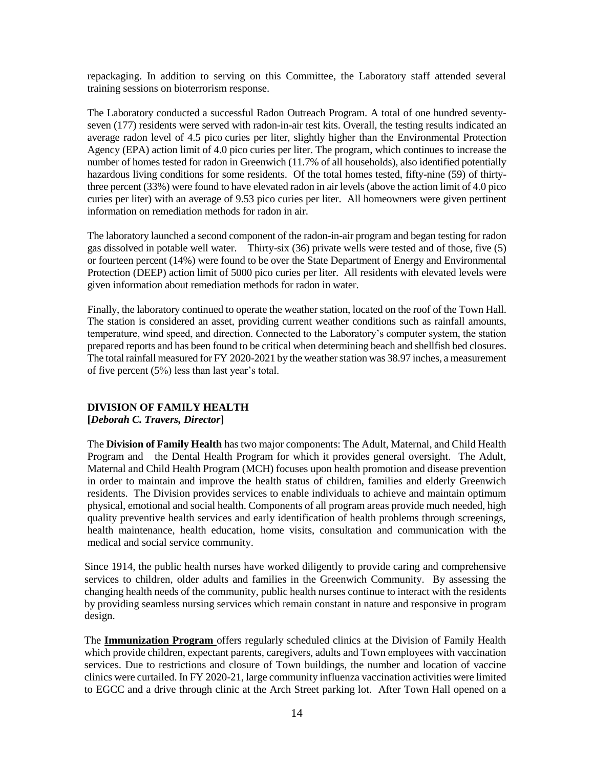repackaging. In addition to serving on this Committee, the Laboratory staff attended several training sessions on bioterrorism response.

The Laboratory conducted a successful Radon Outreach Program. A total of one hundred seventy-seven (177) residents were served with radon-in-air test kits. Overall, the testing results indicated an average radon level of 4.5 pico curies per liter, slightly higher than the Environmental Protection Agency (EPA) action limit of 4.0 pico curies per liter. The program, which continues to increase the number of homes tested for radon in Greenwich (11.7% of all households), also identified potentially hazardous living conditions for some residents. Of the total homes tested, fifty-nine (59) of thirty-three percent (33%) were found to have elevated radon in air levels (above the action limit of 4.0 pico curies per liter) with an average of 9.53 pico curies per liter. All homeowners were given pertinent information on remediation methods for radon in air.

The laboratory launched a second component of the radon-in-air program and began testing for radon gas dissolved in potable well water. Thirty-six (36) private wells were tested and of those, five (5) or fourteen percent (14%) were found to be over the State Department of Energy and Environmental Protection (DEEP) action limit of 5000 pico curies per liter. All residents with elevated levels were given information about remediation methods for radon in water.

Finally, the laboratory continued to operate the weather station, located on the roof of the Town Hall. The station is considered an asset, providing current weather conditions such as rainfall amounts, temperature, wind speed, and direction. Connected to the Laboratory's computer system, the station prepared reports and has been found to be critical when determining beach and shellfish bed closures. The total rainfall measured for FY 2020-2021 by the weather station was 38.97 inches, a measurement of five percent (5%) less than last year's total.

## DIVISION OF FAMILY HEALTH
**[*Deborah C. Travers, Director*]**

The **Division of Family Health** has two major components: The Adult, Maternal, and Child Health Program and the Dental Health Program for which it provides general oversight. The Adult, Maternal and Child Health Program (MCH) focuses upon health promotion and disease prevention in order to maintain and improve the health status of children, families and elderly Greenwich residents. The Division provides services to enable individuals to achieve and maintain optimum physical, emotional and social health. Components of all program areas provide much needed, high quality preventive health services and early identification of health problems through screenings, health maintenance, health education, home visits, consultation and communication with the medical and social service community.

Since 1914, the public health nurses have worked diligently to provide caring and comprehensive services to children, older adults and families in the Greenwich Community. By assessing the changing health needs of the community, public health nurses continue to interact with the residents by providing seamless nursing services which remain constant in nature and responsive in program design.

The **Immunization Program** offers regularly scheduled clinics at the Division of Family Health which provide children, expectant parents, caregivers, adults and Town employees with vaccination services. Due to restrictions and closure of Town buildings, the number and location of vaccine clinics were curtailed. In FY 2020-21, large community influenza vaccination activities were limited to EGCC and a drive through clinic at the Arch Street parking lot. After Town Hall opened on a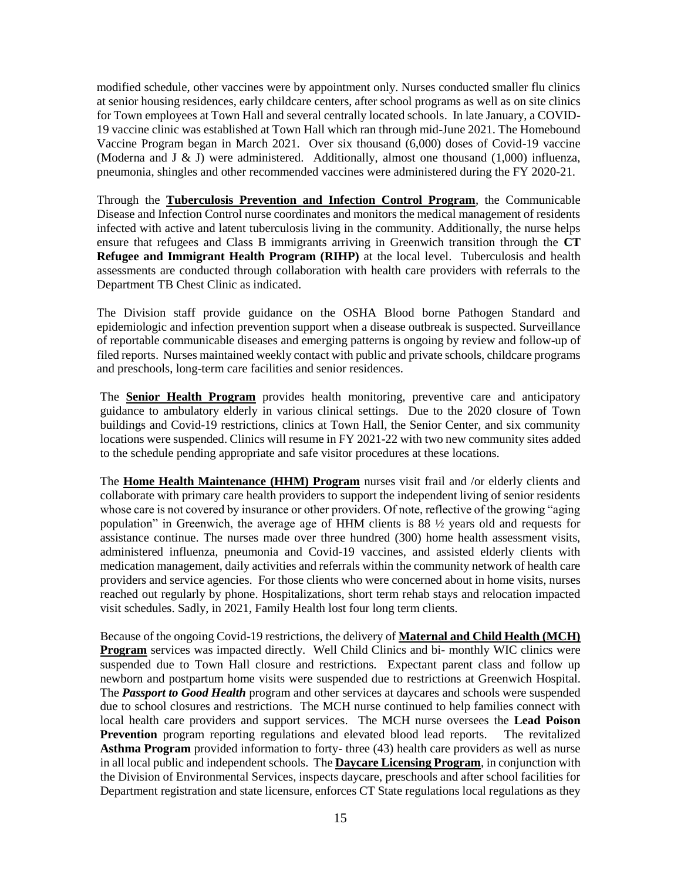modified schedule, other vaccines were by appointment only. Nurses conducted smaller flu clinics at senior housing residences, early childcare centers, after school programs as well as on site clinics for Town employees at Town Hall and several centrally located schools. In late January, a COVID-19 vaccine clinic was established at Town Hall which ran through mid-June 2021. The Homebound Vaccine Program began in March 2021. Over six thousand (6,000) doses of Covid-19 vaccine (Moderna and J & J) were administered. Additionally, almost one thousand (1,000) influenza, pneumonia, shingles and other recommended vaccines were administered during the FY 2020-21.

Through the **Tuberculosis Prevention and Infection Control Program**, the Communicable Disease and Infection Control nurse coordinates and monitors the medical management of residents infected with active and latent tuberculosis living in the community. Additionally, the nurse helps ensure that refugees and Class B immigrants arriving in Greenwich transition through the **CT Refugee and Immigrant Health Program (RIHP)** at the local level. Tuberculosis and health assessments are conducted through collaboration with health care providers with referrals to the Department TB Chest Clinic as indicated.

The Division staff provide guidance on the OSHA Blood borne Pathogen Standard and epidemiologic and infection prevention support when a disease outbreak is suspected. Surveillance of reportable communicable diseases and emerging patterns is ongoing by review and follow-up of filed reports. Nurses maintained weekly contact with public and private schools, childcare programs and preschools, long-term care facilities and senior residences.

The **Senior Health Program** provides health monitoring, preventive care and anticipatory guidance to ambulatory elderly in various clinical settings. Due to the 2020 closure of Town buildings and Covid-19 restrictions, clinics at Town Hall, the Senior Center, and six community locations were suspended. Clinics will resume in FY 2021-22 with two new community sites added to the schedule pending appropriate and safe visitor procedures at these locations.

The **Home Health Maintenance (HHM) Program** nurses visit frail and /or elderly clients and collaborate with primary care health providers to support the independent living of senior residents whose care is not covered by insurance or other providers. Of note, reflective of the growing "aging population" in Greenwich, the average age of HHM clients is 88 ½ years old and requests for assistance continue. The nurses made over three hundred (300) home health assessment visits, administered influenza, pneumonia and Covid-19 vaccines, and assisted elderly clients with medication management, daily activities and referrals within the community network of health care providers and service agencies. For those clients who were concerned about in home visits, nurses reached out regularly by phone. Hospitalizations, short term rehab stays and relocation impacted visit schedules. Sadly, in 2021, Family Health lost four long term clients.

Because of the ongoing Covid-19 restrictions, the delivery of **Maternal and Child Health (MCH) Program** services was impacted directly. Well Child Clinics and bi- monthly WIC clinics were suspended due to Town Hall closure and restrictions. Expectant parent class and follow up newborn and postpartum home visits were suspended due to restrictions at Greenwich Hospital. The ***Passport to Good Health*** program and other services at daycares and schools were suspended due to school closures and restrictions. The MCH nurse continued to help families connect with local health care providers and support services. The MCH nurse oversees the **Lead Poison Prevention** program reporting regulations and elevated blood lead reports. The revitalized **Asthma Program** provided information to forty- three (43) health care providers as well as nurse in all local public and independent schools. The **Daycare Licensing Program**, in conjunction with the Division of Environmental Services, inspects daycare, preschools and after school facilities for Department registration and state licensure, enforces CT State regulations local regulations as they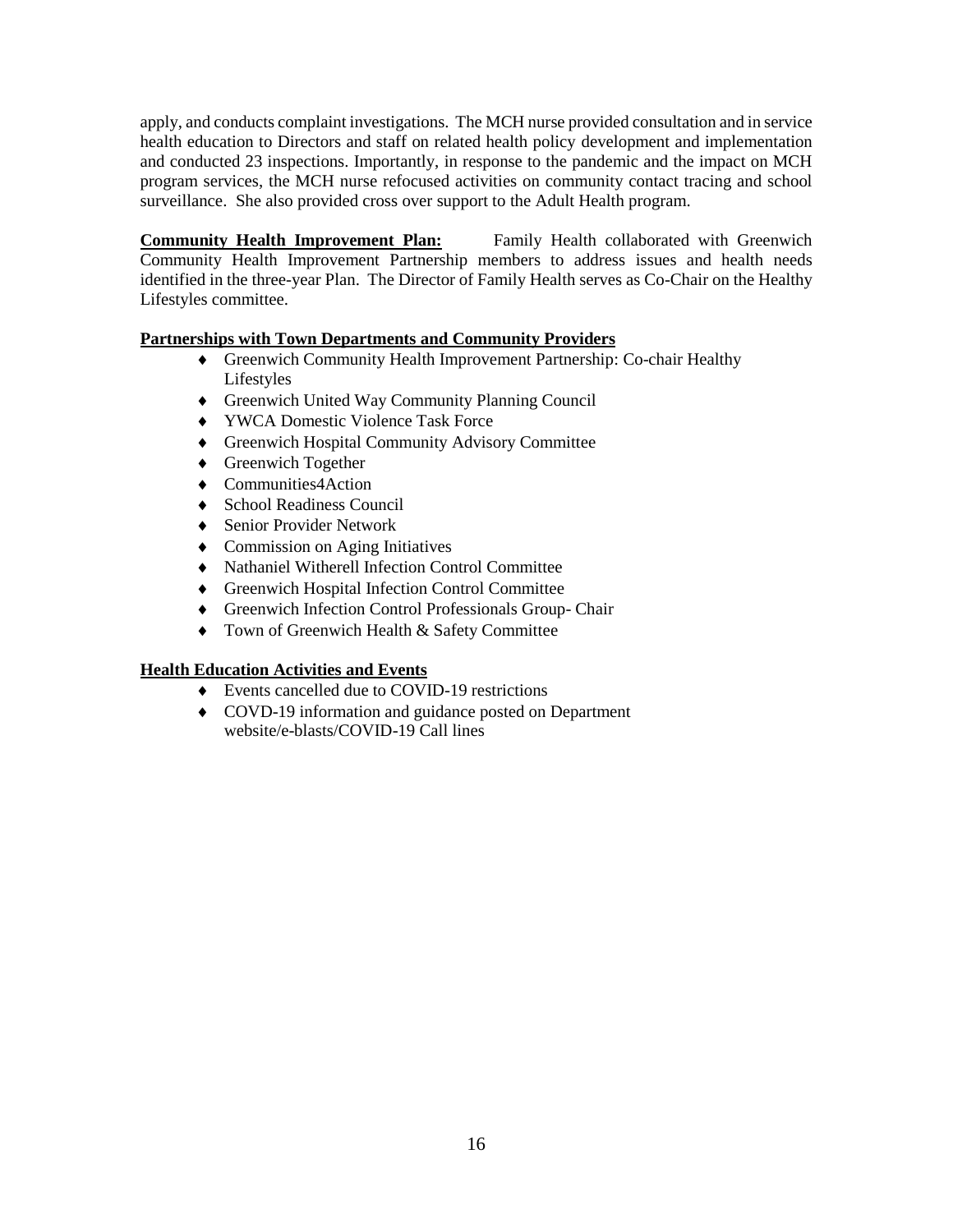apply, and conducts complaint investigations. The MCH nurse provided consultation and in service health education to Directors and staff on related health policy development and implementation and conducted 23 inspections. Importantly, in response to the pandemic and the impact on MCH program services, the MCH nurse refocused activities on community contact tracing and school surveillance. She also provided cross over support to the Adult Health program.

**Community Health Improvement Plan:** Family Health collaborated with Greenwich Community Health Improvement Partnership members to address issues and health needs identified in the three-year Plan. The Director of Family Health serves as Co-Chair on the Healthy Lifestyles committee.

**Partnerships with Town Departments and Community Providers**

- Greenwich Community Health Improvement Partnership: Co-chair Healthy Lifestyles
- Greenwich United Way Community Planning Council
- YWCA Domestic Violence Task Force
- Greenwich Hospital Community Advisory Committee
- Greenwich Together
- Communities4Action
- School Readiness Council
- Senior Provider Network
- Commission on Aging Initiatives
- Nathaniel Witherell Infection Control Committee
- Greenwich Hospital Infection Control Committee
- Greenwich Infection Control Professionals Group- Chair
- Town of Greenwich Health & Safety Committee

**Health Education Activities and Events**

- Events cancelled due to COVID-19 restrictions
- COVD-19 information and guidance posted on Department website/e-blasts/COVID-19 Call lines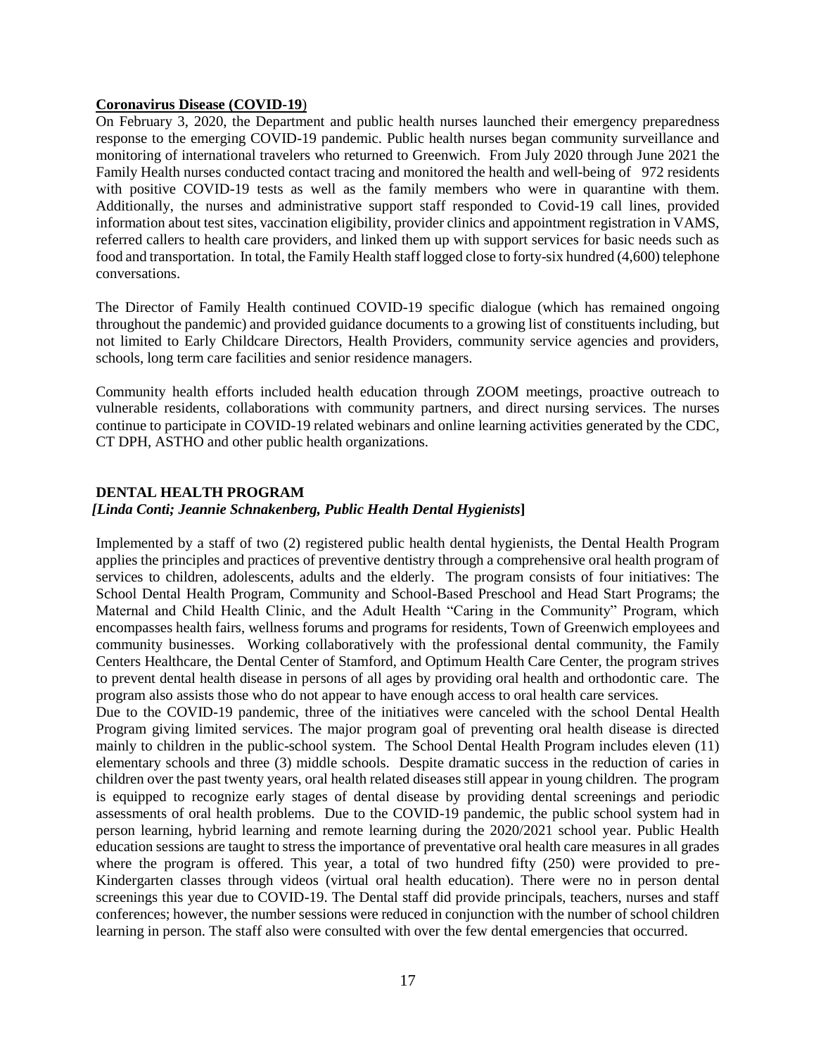**Coronavirus Disease (COVID-19**)

On February 3, 2020, the Department and public health nurses launched their emergency preparedness response to the emerging COVID-19 pandemic. Public health nurses began community surveillance and monitoring of international travelers who returned to Greenwich. From July 2020 through June 2021 the Family Health nurses conducted contact tracing and monitored the health and well-being of 972 residents with positive COVID-19 tests as well as the family members who were in quarantine with them. Additionally, the nurses and administrative support staff responded to Covid-19 call lines, provided information about test sites, vaccination eligibility, provider clinics and appointment registration in VAMS, referred callers to health care providers, and linked them up with support services for basic needs such as food and transportation. In total, the Family Health staff logged close to forty-six hundred (4,600) telephone conversations.

The Director of Family Health continued COVID-19 specific dialogue (which has remained ongoing throughout the pandemic) and provided guidance documents to a growing list of constituents including, but not limited to Early Childcare Directors, Health Providers, community service agencies and providers, schools, long term care facilities and senior residence managers.

Community health efforts included health education through ZOOM meetings, proactive outreach to vulnerable residents, collaborations with community partners, and direct nursing services. The nurses continue to participate in COVID-19 related webinars and online learning activities generated by the CDC, CT DPH, ASTHO and other public health organizations.

**DENTAL HEALTH PROGRAM**

***[Linda Conti; Jeannie Schnakenberg, Public Health Dental Hygienists*]**

Implemented by a staff of two (2) registered public health dental hygienists, the Dental Health Program applies the principles and practices of preventive dentistry through a comprehensive oral health program of services to children, adolescents, adults and the elderly. The program consists of four initiatives: The School Dental Health Program, Community and School-Based Preschool and Head Start Programs; the Maternal and Child Health Clinic, and the Adult Health "Caring in the Community" Program, which encompasses health fairs, wellness forums and programs for residents, Town of Greenwich employees and community businesses. Working collaboratively with the professional dental community, the Family Centers Healthcare, the Dental Center of Stamford, and Optimum Health Care Center, the program strives to prevent dental health disease in persons of all ages by providing oral health and orthodontic care. The program also assists those who do not appear to have enough access to oral health care services.

Due to the COVID-19 pandemic, three of the initiatives were canceled with the school Dental Health Program giving limited services. The major program goal of preventing oral health disease is directed mainly to children in the public-school system. The School Dental Health Program includes eleven (11) elementary schools and three (3) middle schools. Despite dramatic success in the reduction of caries in children over the past twenty years, oral health related diseases still appear in young children. The program is equipped to recognize early stages of dental disease by providing dental screenings and periodic assessments of oral health problems. Due to the COVID-19 pandemic, the public school system had in person learning, hybrid learning and remote learning during the 2020/2021 school year. Public Health education sessions are taught to stress the importance of preventative oral health care measures in all grades where the program is offered. This year, a total of two hundred fifty (250) were provided to pre-Kindergarten classes through videos (virtual oral health education). There were no in person dental screenings this year due to COVID-19. The Dental staff did provide principals, teachers, nurses and staff conferences; however, the number sessions were reduced in conjunction with the number of school children learning in person. The staff also were consulted with over the few dental emergencies that occurred.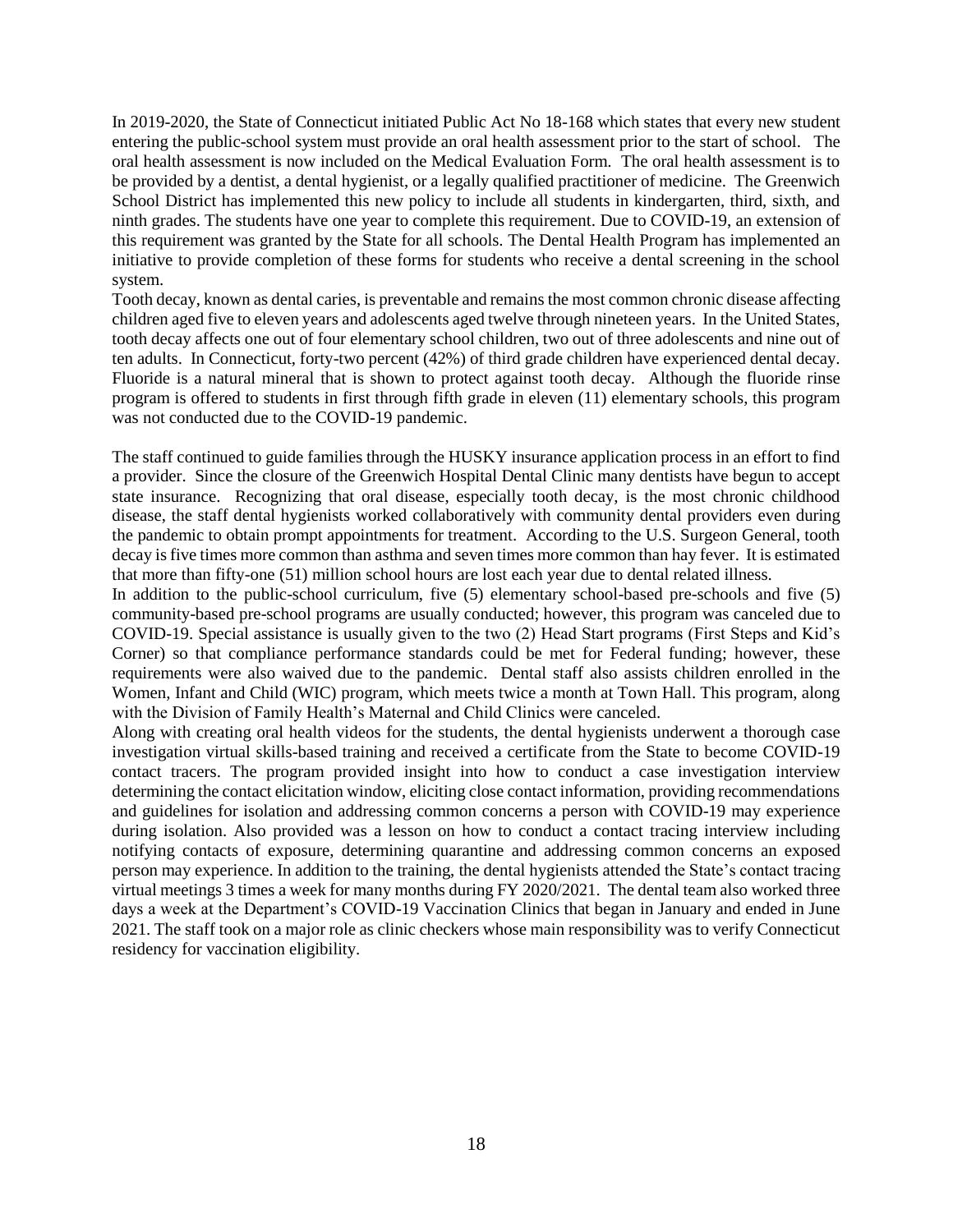In 2019-2020, the State of Connecticut initiated Public Act No 18-168 which states that every new student entering the public-school system must provide an oral health assessment prior to the start of school. The oral health assessment is now included on the Medical Evaluation Form. The oral health assessment is to be provided by a dentist, a dental hygienist, or a legally qualified practitioner of medicine. The Greenwich School District has implemented this new policy to include all students in kindergarten, third, sixth, and ninth grades. The students have one year to complete this requirement. Due to COVID-19, an extension of this requirement was granted by the State for all schools. The Dental Health Program has implemented an initiative to provide completion of these forms for students who receive a dental screening in the school system.

Tooth decay, known as dental caries, is preventable and remains the most common chronic disease affecting children aged five to eleven years and adolescents aged twelve through nineteen years. In the United States, tooth decay affects one out of four elementary school children, two out of three adolescents and nine out of ten adults. In Connecticut, forty-two percent (42%) of third grade children have experienced dental decay. Fluoride is a natural mineral that is shown to protect against tooth decay. Although the fluoride rinse program is offered to students in first through fifth grade in eleven (11) elementary schools, this program was not conducted due to the COVID-19 pandemic.

The staff continued to guide families through the HUSKY insurance application process in an effort to find a provider. Since the closure of the Greenwich Hospital Dental Clinic many dentists have begun to accept state insurance. Recognizing that oral disease, especially tooth decay, is the most chronic childhood disease, the staff dental hygienists worked collaboratively with community dental providers even during the pandemic to obtain prompt appointments for treatment. According to the U.S. Surgeon General, tooth decay is five times more common than asthma and seven times more common than hay fever. It is estimated that more than fifty-one (51) million school hours are lost each year due to dental related illness.

In addition to the public-school curriculum, five (5) elementary school-based pre-schools and five (5) community-based pre-school programs are usually conducted; however, this program was canceled due to COVID-19. Special assistance is usually given to the two (2) Head Start programs (First Steps and Kid's Corner) so that compliance performance standards could be met for Federal funding; however, these requirements were also waived due to the pandemic. Dental staff also assists children enrolled in the Women, Infant and Child (WIC) program, which meets twice a month at Town Hall. This program, along with the Division of Family Health's Maternal and Child Clinics were canceled.

Along with creating oral health videos for the students, the dental hygienists underwent a thorough case investigation virtual skills-based training and received a certificate from the State to become COVID-19 contact tracers. The program provided insight into how to conduct a case investigation interview determining the contact elicitation window, eliciting close contact information, providing recommendations and guidelines for isolation and addressing common concerns a person with COVID-19 may experience during isolation. Also provided was a lesson on how to conduct a contact tracing interview including notifying contacts of exposure, determining quarantine and addressing common concerns an exposed person may experience. In addition to the training, the dental hygienists attended the State's contact tracing virtual meetings 3 times a week for many months during FY 2020/2021. The dental team also worked three days a week at the Department's COVID-19 Vaccination Clinics that began in January and ended in June 2021. The staff took on a major role as clinic checkers whose main responsibility was to verify Connecticut residency for vaccination eligibility.